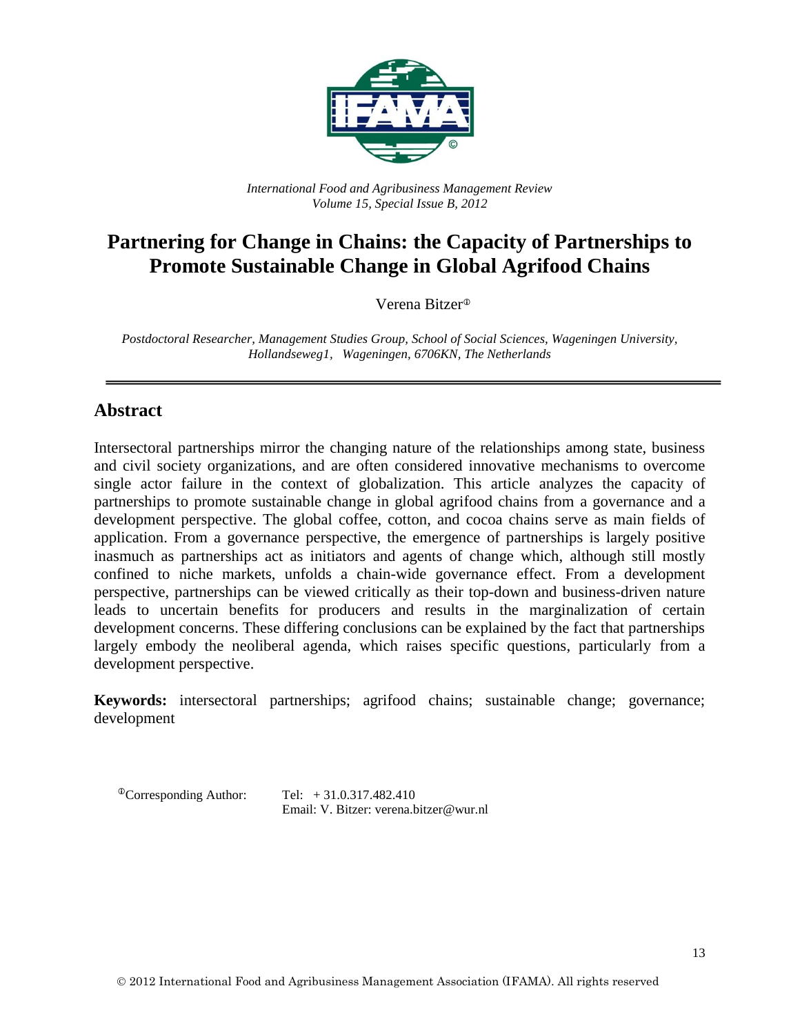*International Food and Agribusiness Management Review*
*Volume 15, Special Issue B, 2012*

# Partnering for Change in Chains: the Capacity of Partnerships to Promote Sustainable Change in Global Agrifood Chains

Verena Bitzer[ⓘ]

*Postdoctoral Researcher, Management Studies Group, School of Social Sciences, Wageningen University, Hollandseweg1, Wageningen, 6706KN, The Netherlands*

---

## Abstract

Intersectoral partnerships mirror the changing nature of the relationships among state, business and civil society organizations, and are often considered innovative mechanisms to overcome single actor failure in the context of globalization. This article analyzes the capacity of partnerships to promote sustainable change in global agrifood chains from a governance and a development perspective. The global coffee, cotton, and cocoa chains serve as main fields of application. From a governance perspective, the emergence of partnerships is largely positive inasmuch as partnerships act as initiators and agents of change which, although still mostly confined to niche markets, unfolds a chain-wide governance effect. From a development perspective, partnerships can be viewed critically as their top-down and business-driven nature leads to uncertain benefits for producers and results in the marginalization of certain development concerns. These differing conclusions can be explained by the fact that partnerships largely embody the neoliberal agenda, which raises specific questions, particularly from a development perspective.

**Keywords:** intersectoral partnerships; agrifood chains; sustainable change; governance; development

[ⓘ]Corresponding Author: Tel: + 31.0.317.482.410
Email: V. Bitzer: verena.bitzer@wur.nl

© 2012 International Food and Agribusiness Management Association (IFAMA). All rights reserved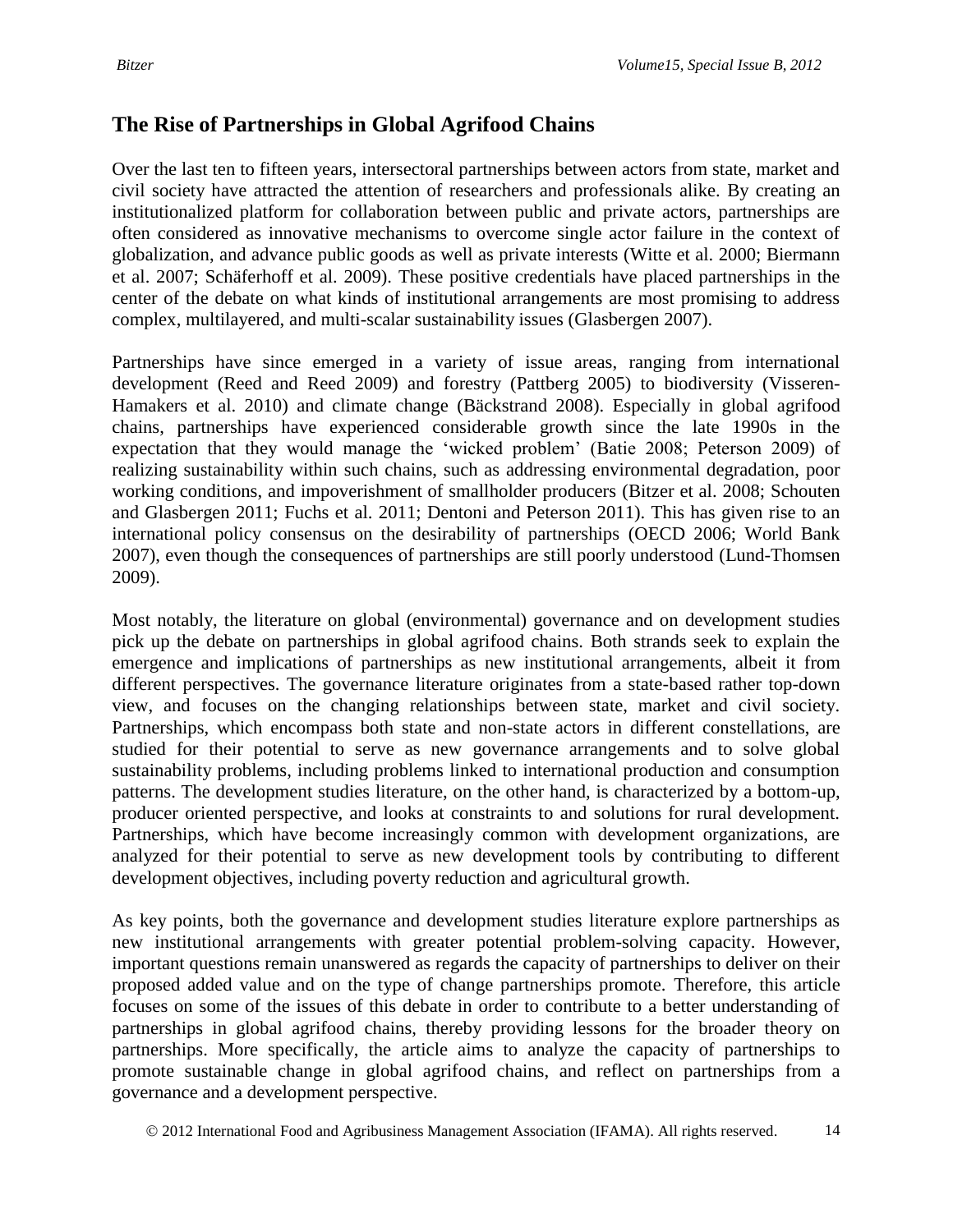## The Rise of Partnerships in Global Agrifood Chains

Over the last ten to fifteen years, intersectoral partnerships between actors from state, market and civil society have attracted the attention of researchers and professionals alike. By creating an institutionalized platform for collaboration between public and private actors, partnerships are often considered as innovative mechanisms to overcome single actor failure in the context of globalization, and advance public goods as well as private interests (Witte et al. 2000; Biermann et al. 2007; Schäferhoff et al. 2009). These positive credentials have placed partnerships in the center of the debate on what kinds of institutional arrangements are most promising to address complex, multilayered, and multi-scalar sustainability issues (Glasbergen 2007).

Partnerships have since emerged in a variety of issue areas, ranging from international development (Reed and Reed 2009) and forestry (Pattberg 2005) to biodiversity (Visseren-Hamakers et al. 2010) and climate change (Bäckstrand 2008). Especially in global agrifood chains, partnerships have experienced considerable growth since the late 1990s in the expectation that they would manage the 'wicked problem' (Batie 2008; Peterson 2009) of realizing sustainability within such chains, such as addressing environmental degradation, poor working conditions, and impoverishment of smallholder producers (Bitzer et al. 2008; Schouten and Glasbergen 2011; Fuchs et al. 2011; Dentoni and Peterson 2011). This has given rise to an international policy consensus on the desirability of partnerships (OECD 2006; World Bank 2007), even though the consequences of partnerships are still poorly understood (Lund-Thomsen 2009).

Most notably, the literature on global (environmental) governance and on development studies pick up the debate on partnerships in global agrifood chains. Both strands seek to explain the emergence and implications of partnerships as new institutional arrangements, albeit it from different perspectives. The governance literature originates from a state-based rather top-down view, and focuses on the changing relationships between state, market and civil society. Partnerships, which encompass both state and non-state actors in different constellations, are studied for their potential to serve as new governance arrangements and to solve global sustainability problems, including problems linked to international production and consumption patterns. The development studies literature, on the other hand, is characterized by a bottom-up, producer oriented perspective, and looks at constraints to and solutions for rural development. Partnerships, which have become increasingly common with development organizations, are analyzed for their potential to serve as new development tools by contributing to different development objectives, including poverty reduction and agricultural growth.

As key points, both the governance and development studies literature explore partnerships as new institutional arrangements with greater potential problem-solving capacity. However, important questions remain unanswered as regards the capacity of partnerships to deliver on their proposed added value and on the type of change partnerships promote. Therefore, this article focuses on some of the issues of this debate in order to contribute to a better understanding of partnerships in global agrifood chains, thereby providing lessons for the broader theory on partnerships. More specifically, the article aims to analyze the capacity of partnerships to promote sustainable change in global agrifood chains, and reflect on partnerships from a governance and a development perspective.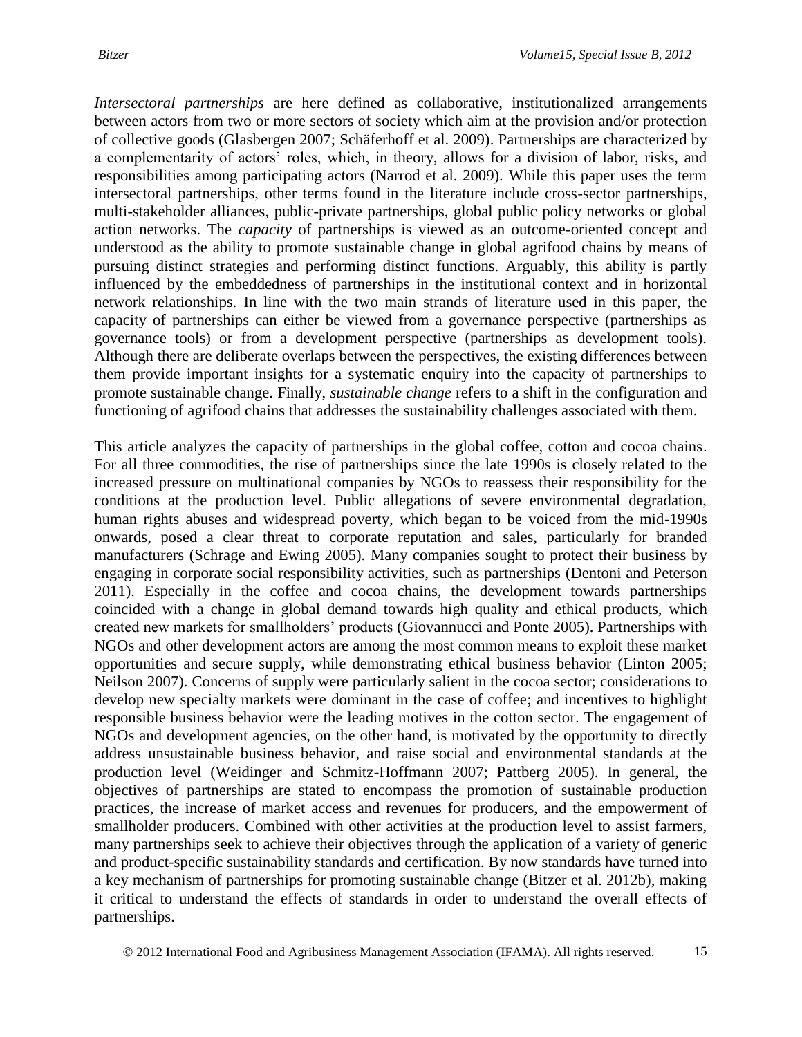*Intersectoral partnerships* are here defined as collaborative, institutionalized arrangements between actors from two or more sectors of society which aim at the provision and/or protection of collective goods (Glasbergen 2007; Schäferhoff et al. 2009). Partnerships are characterized by a complementarity of actors' roles, which, in theory, allows for a division of labor, risks, and responsibilities among participating actors (Narrod et al. 2009). While this paper uses the term intersectoral partnerships, other terms found in the literature include cross-sector partnerships, multi-stakeholder alliances, public-private partnerships, global public policy networks or global action networks. The *capacity* of partnerships is viewed as an outcome-oriented concept and understood as the ability to promote sustainable change in global agrifood chains by means of pursuing distinct strategies and performing distinct functions. Arguably, this ability is partly influenced by the embeddedness of partnerships in the institutional context and in horizontal network relationships. In line with the two main strands of literature used in this paper, the capacity of partnerships can either be viewed from a governance perspective (partnerships as governance tools) or from a development perspective (partnerships as development tools). Although there are deliberate overlaps between the perspectives, the existing differences between them provide important insights for a systematic enquiry into the capacity of partnerships to promote sustainable change. Finally, *sustainable change* refers to a shift in the configuration and functioning of agrifood chains that addresses the sustainability challenges associated with them.

This article analyzes the capacity of partnerships in the global coffee, cotton and cocoa chains. For all three commodities, the rise of partnerships since the late 1990s is closely related to the increased pressure on multinational companies by NGOs to reassess their responsibility for the conditions at the production level. Public allegations of severe environmental degradation, human rights abuses and widespread poverty, which began to be voiced from the mid-1990s onwards, posed a clear threat to corporate reputation and sales, particularly for branded manufacturers (Schrage and Ewing 2005). Many companies sought to protect their business by engaging in corporate social responsibility activities, such as partnerships (Dentoni and Peterson 2011). Especially in the coffee and cocoa chains, the development towards partnerships coincided with a change in global demand towards high quality and ethical products, which created new markets for smallholders' products (Giovannucci and Ponte 2005). Partnerships with NGOs and other development actors are among the most common means to exploit these market opportunities and secure supply, while demonstrating ethical business behavior (Linton 2005; Neilson 2007). Concerns of supply were particularly salient in the cocoa sector; considerations to develop new specialty markets were dominant in the case of coffee; and incentives to highlight responsible business behavior were the leading motives in the cotton sector. The engagement of NGOs and development agencies, on the other hand, is motivated by the opportunity to directly address unsustainable business behavior, and raise social and environmental standards at the production level (Weidinger and Schmitz-Hoffmann 2007; Pattberg 2005). In general, the objectives of partnerships are stated to encompass the promotion of sustainable production practices, the increase of market access and revenues for producers, and the empowerment of smallholder producers. Combined with other activities at the production level to assist farmers, many partnerships seek to achieve their objectives through the application of a variety of generic and product-specific sustainability standards and certification. By now standards have turned into a key mechanism of partnerships for promoting sustainable change (Bitzer et al. 2012b), making it critical to understand the effects of standards in order to understand the overall effects of partnerships.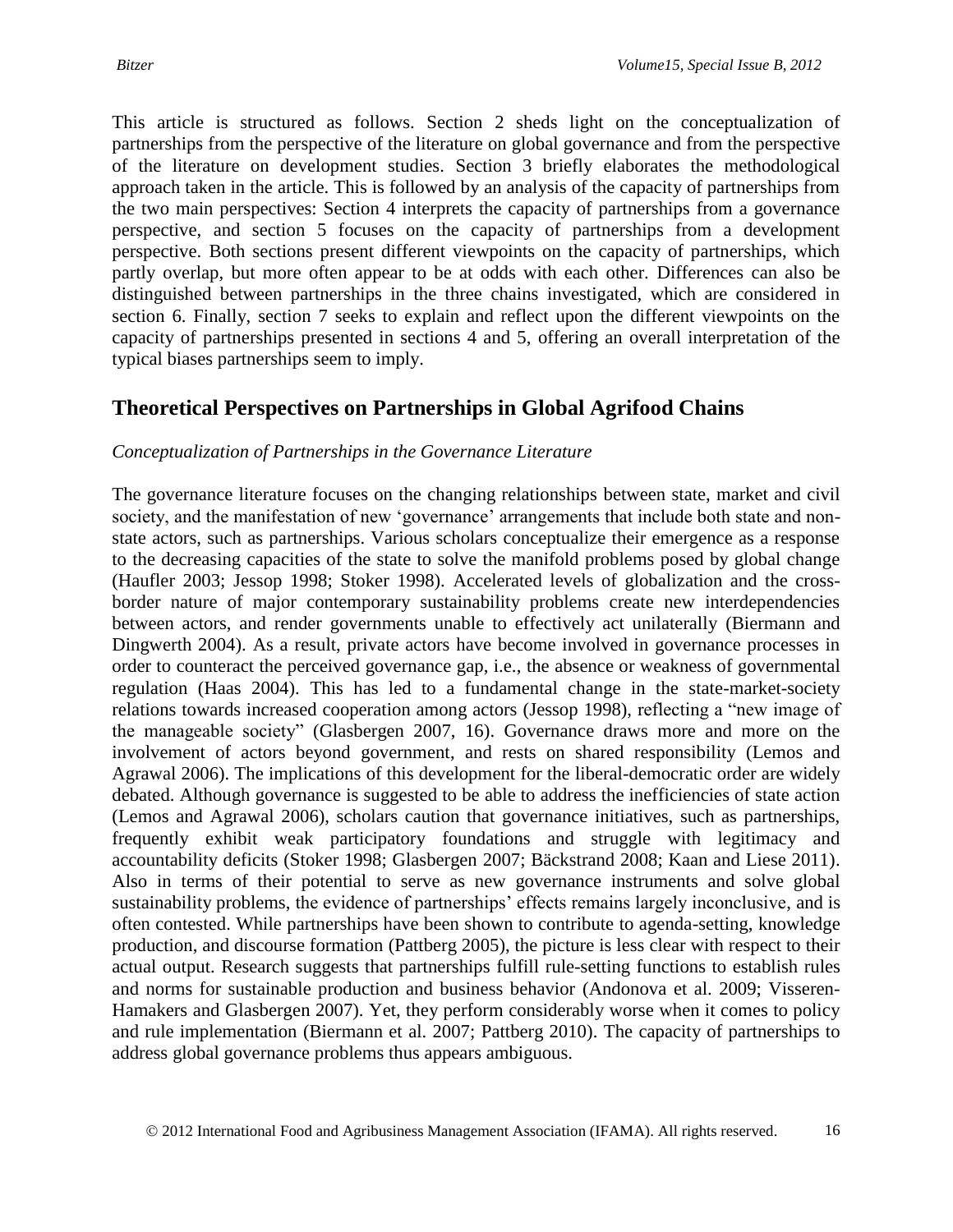This article is structured as follows. Section 2 sheds light on the conceptualization of partnerships from the perspective of the literature on global governance and from the perspective of the literature on development studies. Section 3 briefly elaborates the methodological approach taken in the article. This is followed by an analysis of the capacity of partnerships from the two main perspectives: Section 4 interprets the capacity of partnerships from a governance perspective, and section 5 focuses on the capacity of partnerships from a development perspective. Both sections present different viewpoints on the capacity of partnerships, which partly overlap, but more often appear to be at odds with each other. Differences can also be distinguished between partnerships in the three chains investigated, which are considered in section 6. Finally, section 7 seeks to explain and reflect upon the different viewpoints on the capacity of partnerships presented in sections 4 and 5, offering an overall interpretation of the typical biases partnerships seem to imply.

## Theoretical Perspectives on Partnerships in Global Agrifood Chains

### *Conceptualization of Partnerships in the Governance Literature*

The governance literature focuses on the changing relationships between state, market and civil society, and the manifestation of new 'governance' arrangements that include both state and non-state actors, such as partnerships. Various scholars conceptualize their emergence as a response to the decreasing capacities of the state to solve the manifold problems posed by global change (Haufler 2003; Jessop 1998; Stoker 1998). Accelerated levels of globalization and the cross-border nature of major contemporary sustainability problems create new interdependencies between actors, and render governments unable to effectively act unilaterally (Biermann and Dingwerth 2004). As a result, private actors have become involved in governance processes in order to counteract the perceived governance gap, i.e., the absence or weakness of governmental regulation (Haas 2004). This has led to a fundamental change in the state-market-society relations towards increased cooperation among actors (Jessop 1998), reflecting a "new image of the manageable society" (Glasbergen 2007, 16). Governance draws more and more on the involvement of actors beyond government, and rests on shared responsibility (Lemos and Agrawal 2006). The implications of this development for the liberal-democratic order are widely debated. Although governance is suggested to be able to address the inefficiencies of state action (Lemos and Agrawal 2006), scholars caution that governance initiatives, such as partnerships, frequently exhibit weak participatory foundations and struggle with legitimacy and accountability deficits (Stoker 1998; Glasbergen 2007; Bäckstrand 2008; Kaan and Liese 2011). Also in terms of their potential to serve as new governance instruments and solve global sustainability problems, the evidence of partnerships' effects remains largely inconclusive, and is often contested. While partnerships have been shown to contribute to agenda-setting, knowledge production, and discourse formation (Pattberg 2005), the picture is less clear with respect to their actual output. Research suggests that partnerships fulfill rule-setting functions to establish rules and norms for sustainable production and business behavior (Andonova et al. 2009; Visseren-Hamakers and Glasbergen 2007). Yet, they perform considerably worse when it comes to policy and rule implementation (Biermann et al. 2007; Pattberg 2010). The capacity of partnerships to address global governance problems thus appears ambiguous.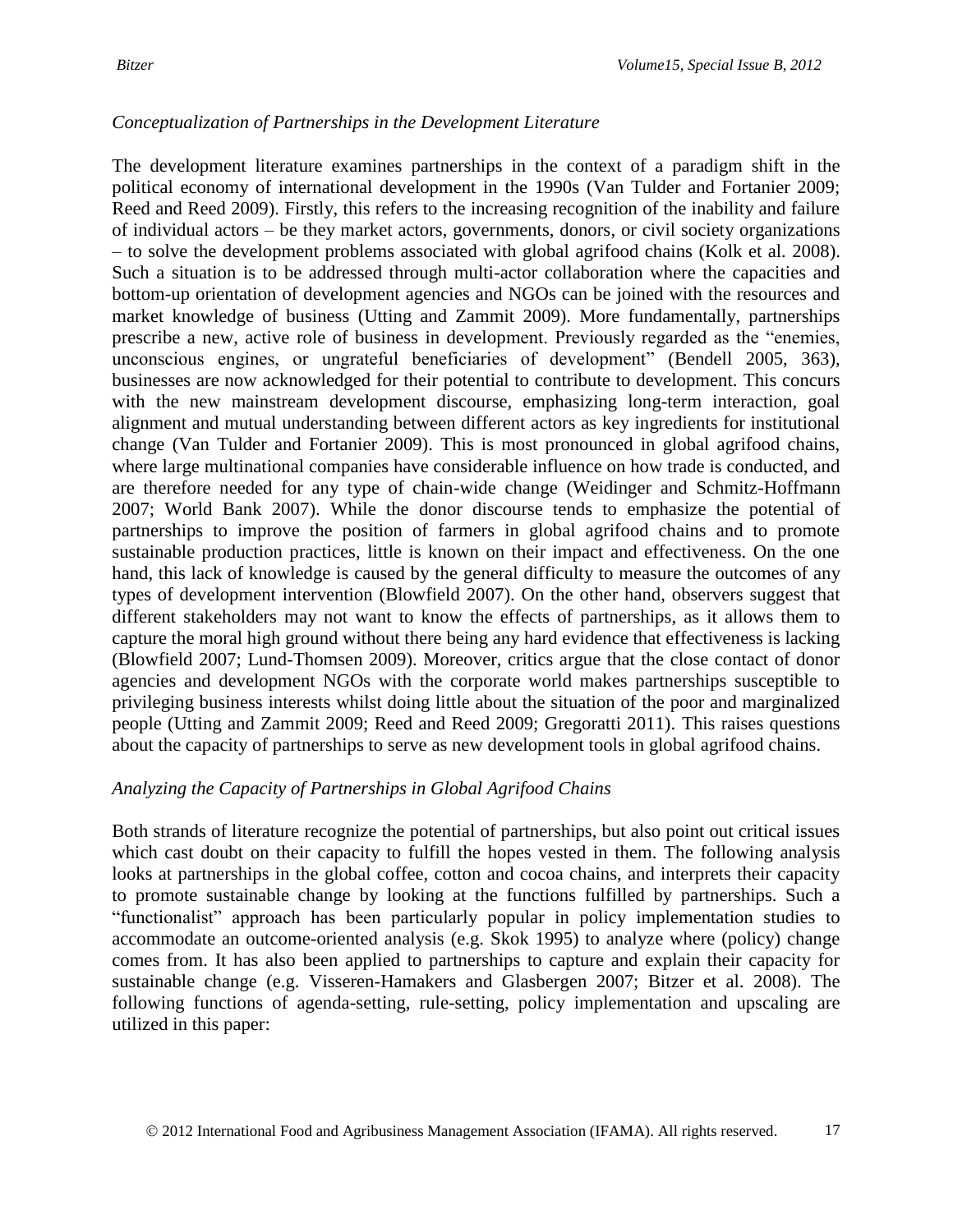### *Conceptualization of Partnerships in the Development Literature*

The development literature examines partnerships in the context of a paradigm shift in the political economy of international development in the 1990s (Van Tulder and Fortanier 2009; Reed and Reed 2009). Firstly, this refers to the increasing recognition of the inability and failure of individual actors – be they market actors, governments, donors, or civil society organizations – to solve the development problems associated with global agrifood chains (Kolk et al. 2008). Such a situation is to be addressed through multi-actor collaboration where the capacities and bottom-up orientation of development agencies and NGOs can be joined with the resources and market knowledge of business (Utting and Zammit 2009). More fundamentally, partnerships prescribe a new, active role of business in development. Previously regarded as the "enemies, unconscious engines, or ungrateful beneficiaries of development" (Bendell 2005, 363), businesses are now acknowledged for their potential to contribute to development. This concurs with the new mainstream development discourse, emphasizing long-term interaction, goal alignment and mutual understanding between different actors as key ingredients for institutional change (Van Tulder and Fortanier 2009). This is most pronounced in global agrifood chains, where large multinational companies have considerable influence on how trade is conducted, and are therefore needed for any type of chain-wide change (Weidinger and Schmitz-Hoffmann 2007; World Bank 2007). While the donor discourse tends to emphasize the potential of partnerships to improve the position of farmers in global agrifood chains and to promote sustainable production practices, little is known on their impact and effectiveness. On the one hand, this lack of knowledge is caused by the general difficulty to measure the outcomes of any types of development intervention (Blowfield 2007). On the other hand, observers suggest that different stakeholders may not want to know the effects of partnerships, as it allows them to capture the moral high ground without there being any hard evidence that effectiveness is lacking (Blowfield 2007; Lund-Thomsen 2009). Moreover, critics argue that the close contact of donor agencies and development NGOs with the corporate world makes partnerships susceptible to privileging business interests whilst doing little about the situation of the poor and marginalized people (Utting and Zammit 2009; Reed and Reed 2009; Gregoratti 2011). This raises questions about the capacity of partnerships to serve as new development tools in global agrifood chains.

### *Analyzing the Capacity of Partnerships in Global Agrifood Chains*

Both strands of literature recognize the potential of partnerships, but also point out critical issues which cast doubt on their capacity to fulfill the hopes vested in them. The following analysis looks at partnerships in the global coffee, cotton and cocoa chains, and interprets their capacity to promote sustainable change by looking at the functions fulfilled by partnerships. Such a "functionalist" approach has been particularly popular in policy implementation studies to accommodate an outcome-oriented analysis (e.g. Skok 1995) to analyze where (policy) change comes from. It has also been applied to partnerships to capture and explain their capacity for sustainable change (e.g. Visseren-Hamakers and Glasbergen 2007; Bitzer et al. 2008). The following functions of agenda-setting, rule-setting, policy implementation and upscaling are utilized in this paper: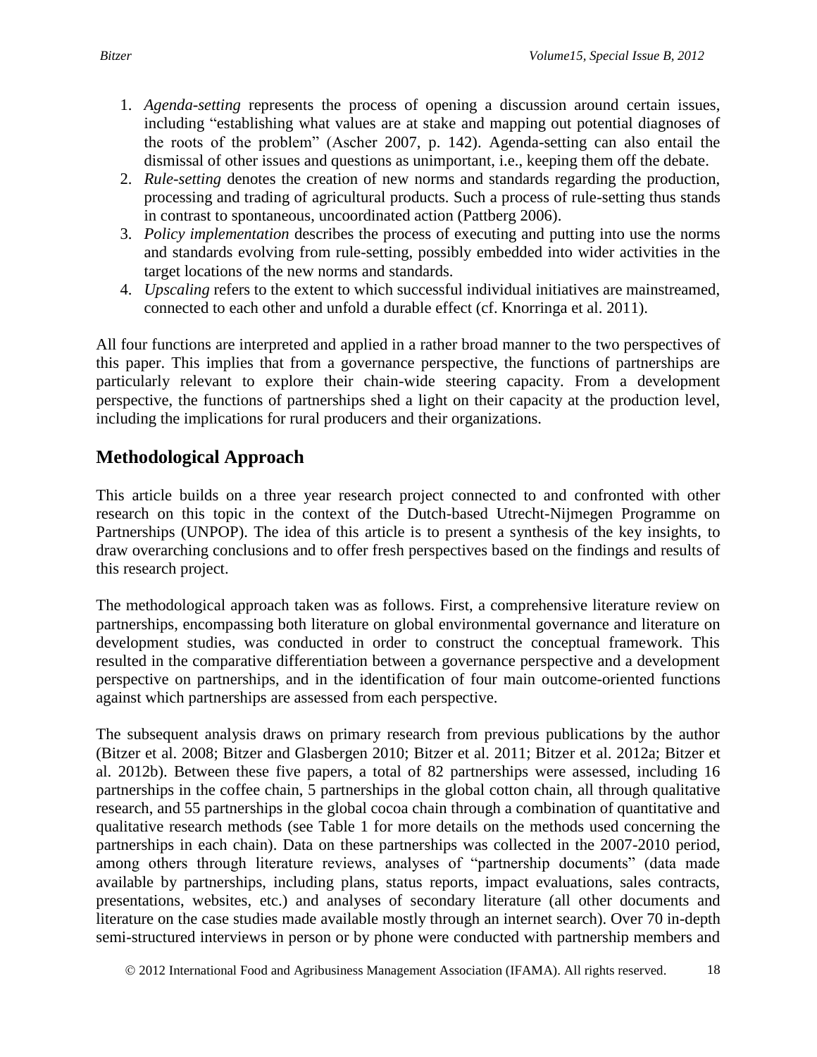1. *Agenda-setting* represents the process of opening a discussion around certain issues, including "establishing what values are at stake and mapping out potential diagnoses of the roots of the problem" (Ascher 2007, p. 142). Agenda-setting can also entail the dismissal of other issues and questions as unimportant, i.e., keeping them off the debate.
2. *Rule-setting* denotes the creation of new norms and standards regarding the production, processing and trading of agricultural products. Such a process of rule-setting thus stands in contrast to spontaneous, uncoordinated action (Pattberg 2006).
3. *Policy implementation* describes the process of executing and putting into use the norms and standards evolving from rule-setting, possibly embedded into wider activities in the target locations of the new norms and standards.
4. *Upscaling* refers to the extent to which successful individual initiatives are mainstreamed, connected to each other and unfold a durable effect (cf. Knorringa et al. 2011).

All four functions are interpreted and applied in a rather broad manner to the two perspectives of this paper. This implies that from a governance perspective, the functions of partnerships are particularly relevant to explore their chain-wide steering capacity. From a development perspective, the functions of partnerships shed a light on their capacity at the production level, including the implications for rural producers and their organizations.

## Methodological Approach

This article builds on a three year research project connected to and confronted with other research on this topic in the context of the Dutch-based Utrecht-Nijmegen Programme on Partnerships (UNPOP). The idea of this article is to present a synthesis of the key insights, to draw overarching conclusions and to offer fresh perspectives based on the findings and results of this research project.

The methodological approach taken was as follows. First, a comprehensive literature review on partnerships, encompassing both literature on global environmental governance and literature on development studies, was conducted in order to construct the conceptual framework. This resulted in the comparative differentiation between a governance perspective and a development perspective on partnerships, and in the identification of four main outcome-oriented functions against which partnerships are assessed from each perspective.

The subsequent analysis draws on primary research from previous publications by the author (Bitzer et al. 2008; Bitzer and Glasbergen 2010; Bitzer et al. 2011; Bitzer et al. 2012a; Bitzer et al. 2012b). Between these five papers, a total of 82 partnerships were assessed, including 16 partnerships in the coffee chain, 5 partnerships in the global cotton chain, all through qualitative research, and 55 partnerships in the global cocoa chain through a combination of quantitative and qualitative research methods (see Table 1 for more details on the methods used concerning the partnerships in each chain). Data on these partnerships was collected in the 2007-2010 period, among others through literature reviews, analyses of "partnership documents" (data made available by partnerships, including plans, status reports, impact evaluations, sales contracts, presentations, websites, etc.) and analyses of secondary literature (all other documents and literature on the case studies made available mostly through an internet search). Over 70 in-depth semi-structured interviews in person or by phone were conducted with partnership members and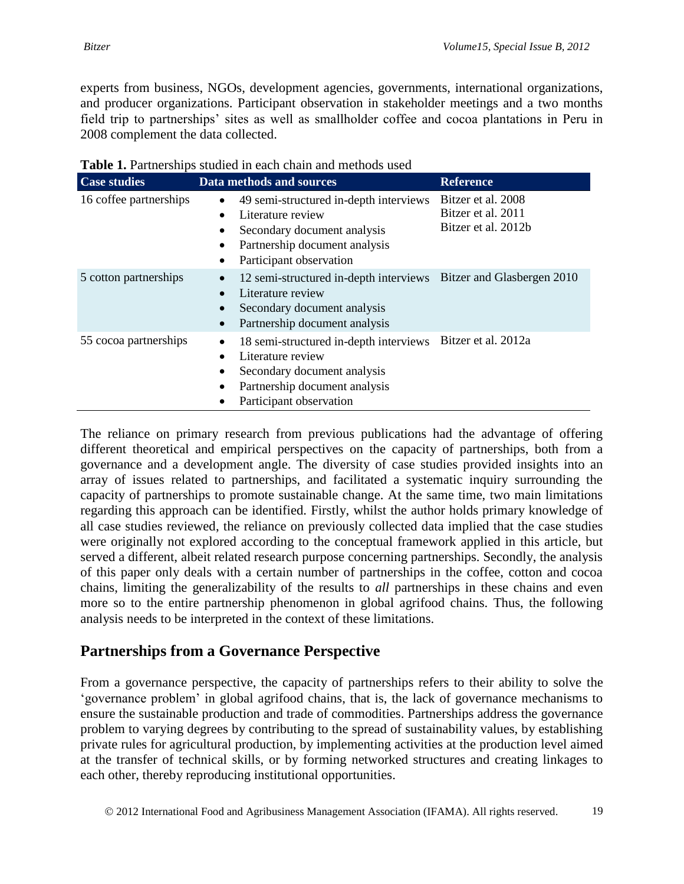experts from business, NGOs, development agencies, governments, international organizations, and producer organizations. Participant observation in stakeholder meetings and a two months field trip to partnerships' sites as well as smallholder coffee and cocoa plantations in Peru in 2008 complement the data collected.

**Table 1.** Partnerships studied in each chain and methods used

| Case studies | Data methods and sources | Reference |
|---|---|---|
| 16 coffee partnerships | • 49 semi-structured in-depth interviews<br>• Literature review<br>• Secondary document analysis<br>• Partnership document analysis<br>• Participant observation | Bitzer et al. 2008<br>Bitzer et al. 2011<br>Bitzer et al. 2012b |
| 5 cotton partnerships | • 12 semi-structured in-depth interviews<br>• Literature review<br>• Secondary document analysis<br>• Partnership document analysis | Bitzer and Glasbergen 2010 |
| 55 cocoa partnerships | • 18 semi-structured in-depth interviews<br>• Literature review<br>• Secondary document analysis<br>• Partnership document analysis<br>• Participant observation | Bitzer et al. 2012a |

The reliance on primary research from previous publications had the advantage of offering different theoretical and empirical perspectives on the capacity of partnerships, both from a governance and a development angle. The diversity of case studies provided insights into an array of issues related to partnerships, and facilitated a systematic inquiry surrounding the capacity of partnerships to promote sustainable change. At the same time, two main limitations regarding this approach can be identified. Firstly, whilst the author holds primary knowledge of all case studies reviewed, the reliance on previously collected data implied that the case studies were originally not explored according to the conceptual framework applied in this article, but served a different, albeit related research purpose concerning partnerships. Secondly, the analysis of this paper only deals with a certain number of partnerships in the coffee, cotton and cocoa chains, limiting the generalizability of the results to *all* partnerships in these chains and even more so to the entire partnership phenomenon in global agrifood chains. Thus, the following analysis needs to be interpreted in the context of these limitations.

## Partnerships from a Governance Perspective

From a governance perspective, the capacity of partnerships refers to their ability to solve the 'governance problem' in global agrifood chains, that is, the lack of governance mechanisms to ensure the sustainable production and trade of commodities. Partnerships address the governance problem to varying degrees by contributing to the spread of sustainability values, by establishing private rules for agricultural production, by implementing activities at the production level aimed at the transfer of technical skills, or by forming networked structures and creating linkages to each other, thereby reproducing institutional opportunities.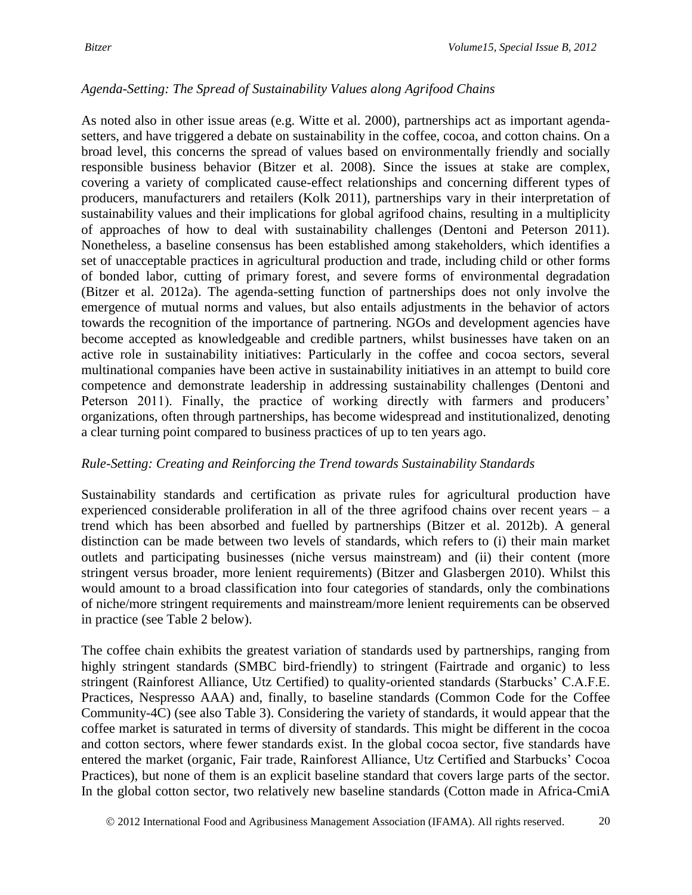*Agenda-Setting: The Spread of Sustainability Values along Agrifood Chains*

As noted also in other issue areas (e.g. Witte et al. 2000), partnerships act as important agenda-setters, and have triggered a debate on sustainability in the coffee, cocoa, and cotton chains. On a broad level, this concerns the spread of values based on environmentally friendly and socially responsible business behavior (Bitzer et al. 2008). Since the issues at stake are complex, covering a variety of complicated cause-effect relationships and concerning different types of producers, manufacturers and retailers (Kolk 2011), partnerships vary in their interpretation of sustainability values and their implications for global agrifood chains, resulting in a multiplicity of approaches of how to deal with sustainability challenges (Dentoni and Peterson 2011). Nonetheless, a baseline consensus has been established among stakeholders, which identifies a set of unacceptable practices in agricultural production and trade, including child or other forms of bonded labor, cutting of primary forest, and severe forms of environmental degradation (Bitzer et al. 2012a). The agenda-setting function of partnerships does not only involve the emergence of mutual norms and values, but also entails adjustments in the behavior of actors towards the recognition of the importance of partnering. NGOs and development agencies have become accepted as knowledgeable and credible partners, whilst businesses have taken on an active role in sustainability initiatives: Particularly in the coffee and cocoa sectors, several multinational companies have been active in sustainability initiatives in an attempt to build core competence and demonstrate leadership in addressing sustainability challenges (Dentoni and Peterson 2011). Finally, the practice of working directly with farmers and producers' organizations, often through partnerships, has become widespread and institutionalized, denoting a clear turning point compared to business practices of up to ten years ago.

*Rule-Setting: Creating and Reinforcing the Trend towards Sustainability Standards*

Sustainability standards and certification as private rules for agricultural production have experienced considerable proliferation in all of the three agrifood chains over recent years – a trend which has been absorbed and fuelled by partnerships (Bitzer et al. 2012b). A general distinction can be made between two levels of standards, which refers to (i) their main market outlets and participating businesses (niche versus mainstream) and (ii) their content (more stringent versus broader, more lenient requirements) (Bitzer and Glasbergen 2010). Whilst this would amount to a broad classification into four categories of standards, only the combinations of niche/more stringent requirements and mainstream/more lenient requirements can be observed in practice (see Table 2 below).

The coffee chain exhibits the greatest variation of standards used by partnerships, ranging from highly stringent standards (SMBC bird-friendly) to stringent (Fairtrade and organic) to less stringent (Rainforest Alliance, Utz Certified) to quality-oriented standards (Starbucks' C.A.F.E. Practices, Nespresso AAA) and, finally, to baseline standards (Common Code for the Coffee Community-4C) (see also Table 3). Considering the variety of standards, it would appear that the coffee market is saturated in terms of diversity of standards. This might be different in the cocoa and cotton sectors, where fewer standards exist. In the global cocoa sector, five standards have entered the market (organic, Fair trade, Rainforest Alliance, Utz Certified and Starbucks' Cocoa Practices), but none of them is an explicit baseline standard that covers large parts of the sector. In the global cotton sector, two relatively new baseline standards (Cotton made in Africa-CmiA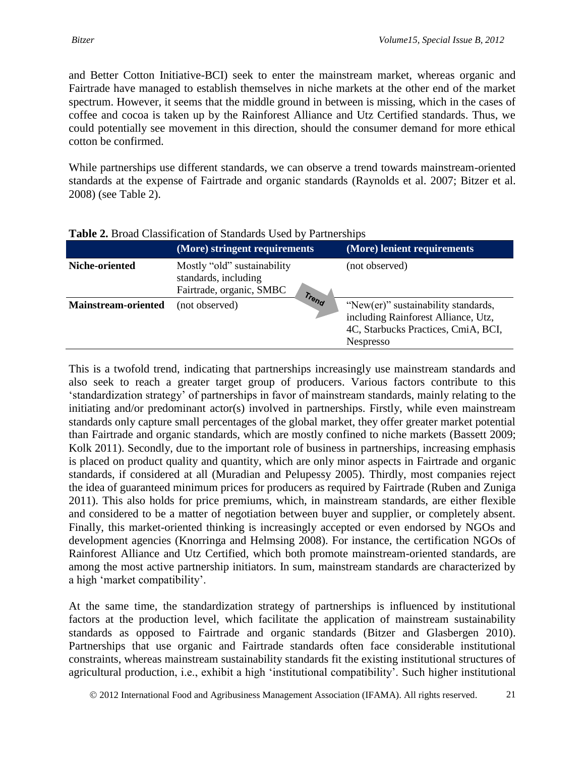and Better Cotton Initiative-BCI) seek to enter the mainstream market, whereas organic and Fairtrade have managed to establish themselves in niche markets at the other end of the market spectrum. However, it seems that the middle ground in between is missing, which in the cases of coffee and cocoa is taken up by the Rainforest Alliance and Utz Certified standards. Thus, we could potentially see movement in this direction, should the consumer demand for more ethical cotton be confirmed.

While partnerships use different standards, we can observe a trend towards mainstream-oriented standards at the expense of Fairtrade and organic standards (Raynolds et al. 2007; Bitzer et al. 2008) (see Table 2).

**Table 2.** Broad Classification of Standards Used by Partnerships

| | (More) stringent requirements | (More) lenient requirements |
|---|---|---|
| **Niche-oriented** | Mostly "old" sustainability standards, including Fairtrade, organic, SMBC | (not observed) |
| **Mainstream-oriented** | (not observed) | "New(er)" sustainability standards, including Rainforest Alliance, Utz, 4C, Starbucks Practices, CmiA, BCI, Nespresso |

This is a twofold trend, indicating that partnerships increasingly use mainstream standards and also seek to reach a greater target group of producers. Various factors contribute to this 'standardization strategy' of partnerships in favor of mainstream standards, mainly relating to the initiating and/or predominant actor(s) involved in partnerships. Firstly, while even mainstream standards only capture small percentages of the global market, they offer greater market potential than Fairtrade and organic standards, which are mostly confined to niche markets (Bassett 2009; Kolk 2011). Secondly, due to the important role of business in partnerships, increasing emphasis is placed on product quality and quantity, which are only minor aspects in Fairtrade and organic standards, if considered at all (Muradian and Pelupessy 2005). Thirdly, most companies reject the idea of guaranteed minimum prices for producers as required by Fairtrade (Ruben and Zuniga 2011). This also holds for price premiums, which, in mainstream standards, are either flexible and considered to be a matter of negotiation between buyer and supplier, or completely absent. Finally, this market-oriented thinking is increasingly accepted or even endorsed by NGOs and development agencies (Knorringa and Helmsing 2008). For instance, the certification NGOs of Rainforest Alliance and Utz Certified, which both promote mainstream-oriented standards, are among the most active partnership initiators. In sum, mainstream standards are characterized by a high 'market compatibility'.

At the same time, the standardization strategy of partnerships is influenced by institutional factors at the production level, which facilitate the application of mainstream sustainability standards as opposed to Fairtrade and organic standards (Bitzer and Glasbergen 2010). Partnerships that use organic and Fairtrade standards often face considerable institutional constraints, whereas mainstream sustainability standards fit the existing institutional structures of agricultural production, i.e., exhibit a high 'institutional compatibility'. Such higher institutional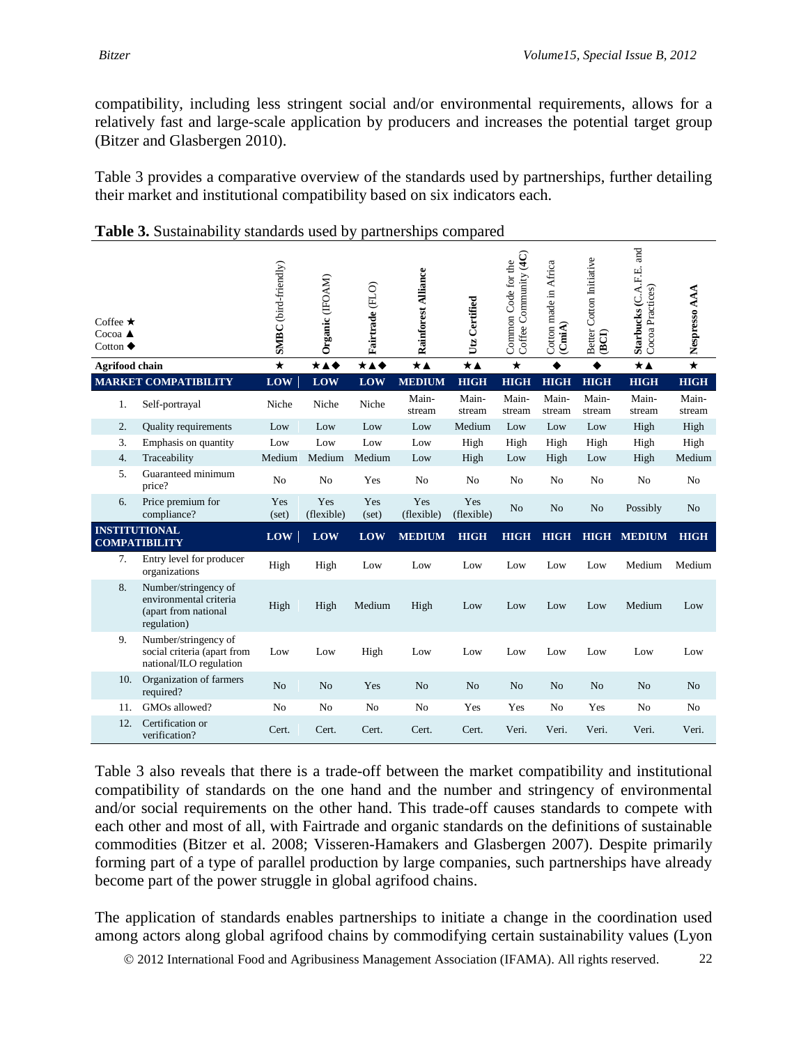compatibility, including less stringent social and/or environmental requirements, allows for a relatively fast and large-scale application by producers and increases the potential target group (Bitzer and Glasbergen 2010).

Table 3 provides a comparative overview of the standards used by partnerships, further detailing their market and institutional compatibility based on six indicators each.

**Table 3.** Sustainability standards used by partnerships compared

| Coffee ★ Cocoa ▲ Cotton ◆ | | **SMBC** (bird-friendly) | **Organic** (IFOAM) | **Fairtrade** (FLO) | **Rainforest Alliance** | **Utz Certified** | Common Code for the Coffee Community (**4C**) | Cotton made in Africa (**CmiA**) | Better Cotton Initiative (**BCI**) | **Starbucks** (C.A.F.E. and Cocoa Practices) | **Nespresso AAA** |
|---|---|---|---|---|---|---|---|---|---|---|---|
| **Agrifood chain** | | ★ | ★▲◆ | ★▲◆ | ★▲ | ★▲ | ★ | ◆ | ◆ | ★▲ | ★ |
| **MARKET COMPATIBILITY** | | **LOW** | **LOW** | **LOW** | **MEDIUM** | **HIGH** | **HIGH** | **HIGH** | **HIGH** | **HIGH** | **HIGH** |
| 1. | Self-portrayal | Niche | Niche | Niche | Main-stream | Main-stream | Main-stream | Main-stream | Main-stream | Main-stream | Main-stream |
| 2. | Quality requirements | Low | Low | Low | Low | Medium | Low | Low | Low | High | High |
| 3. | Emphasis on quantity | Low | Low | Low | Low | High | High | High | High | High | High |
| 4. | Traceability | Medium | Medium | Medium | Low | High | Low | High | Low | High | Medium |
| 5. | Guaranteed minimum price? | No | No | Yes | No | No | No | No | No | No | No |
| 6. | Price premium for compliance? | Yes (set) | Yes (flexible) | Yes (set) | Yes (flexible) | Yes (flexible) | No | No | No | Possibly | No |
| **INSTITUTIONAL COMPATIBILITY** | | **LOW** | **LOW** | **LOW** | **MEDIUM** | **HIGH** | **HIGH** | **HIGH** | **HIGH** | **MEDIUM** | **HIGH** |
| 7. | Entry level for producer organizations | High | High | Low | Low | Low | Low | Low | Low | Medium | Medium |
| 8. | Number/stringency of environmental criteria (apart from national regulation) | High | High | Medium | High | Low | Low | Low | Low | Medium | Low |
| 9. | Number/stringency of social criteria (apart from national/ILO regulation | Low | Low | High | Low | Low | Low | Low | Low | Low | Low |
| 10. | Organization of farmers required? | No | No | Yes | No | No | No | No | No | No | No |
| 11. | GMOs allowed? | No | No | No | No | Yes | Yes | No | Yes | No | No |
| 12. | Certification or verification? | Cert. | Cert. | Cert. | Cert. | Cert. | Veri. | Veri. | Veri. | Veri. | Veri. |

Table 3 also reveals that there is a trade-off between the market compatibility and institutional compatibility of standards on the one hand and the number and stringency of environmental and/or social requirements on the other hand. This trade-off causes standards to compete with each other and most of all, with Fairtrade and organic standards on the definitions of sustainable commodities (Bitzer et al. 2008; Visseren-Hamakers and Glasbergen 2007). Despite primarily forming part of a type of parallel production by large companies, such partnerships have already become part of the power struggle in global agrifood chains.

The application of standards enables partnerships to initiate a change in the coordination used among actors along global agrifood chains by commodifying certain sustainability values (Lyon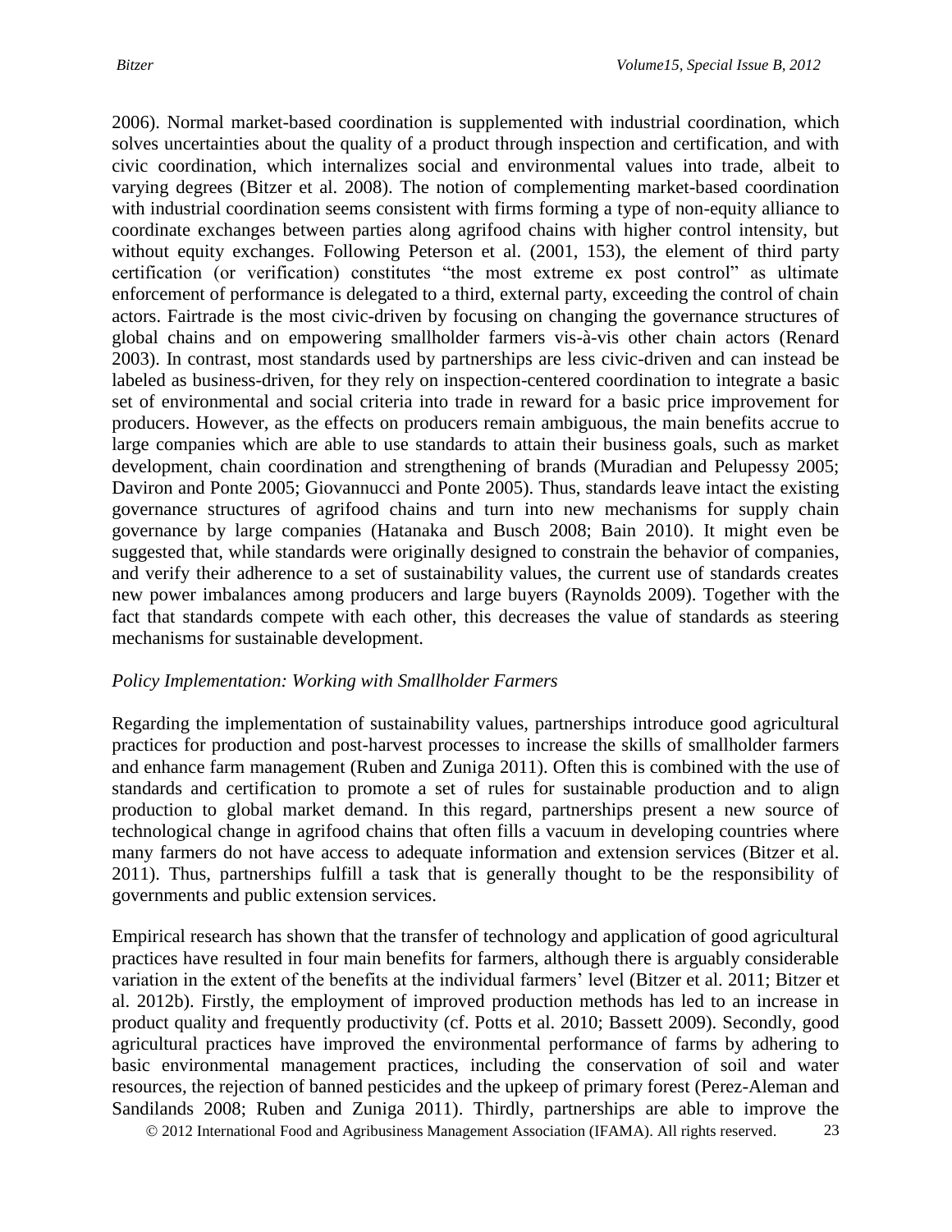2006). Normal market-based coordination is supplemented with industrial coordination, which solves uncertainties about the quality of a product through inspection and certification, and with civic coordination, which internalizes social and environmental values into trade, albeit to varying degrees (Bitzer et al. 2008). The notion of complementing market-based coordination with industrial coordination seems consistent with firms forming a type of non-equity alliance to coordinate exchanges between parties along agrifood chains with higher control intensity, but without equity exchanges. Following Peterson et al. (2001, 153), the element of third party certification (or verification) constitutes "the most extreme ex post control" as ultimate enforcement of performance is delegated to a third, external party, exceeding the control of chain actors. Fairtrade is the most civic-driven by focusing on changing the governance structures of global chains and on empowering smallholder farmers vis-à-vis other chain actors (Renard 2003). In contrast, most standards used by partnerships are less civic-driven and can instead be labeled as business-driven, for they rely on inspection-centered coordination to integrate a basic set of environmental and social criteria into trade in reward for a basic price improvement for producers. However, as the effects on producers remain ambiguous, the main benefits accrue to large companies which are able to use standards to attain their business goals, such as market development, chain coordination and strengthening of brands (Muradian and Pelupessy 2005; Daviron and Ponte 2005; Giovannucci and Ponte 2005). Thus, standards leave intact the existing governance structures of agrifood chains and turn into new mechanisms for supply chain governance by large companies (Hatanaka and Busch 2008; Bain 2010). It might even be suggested that, while standards were originally designed to constrain the behavior of companies, and verify their adherence to a set of sustainability values, the current use of standards creates new power imbalances among producers and large buyers (Raynolds 2009). Together with the fact that standards compete with each other, this decreases the value of standards as steering mechanisms for sustainable development.

*Policy Implementation: Working with Smallholder Farmers*

Regarding the implementation of sustainability values, partnerships introduce good agricultural practices for production and post-harvest processes to increase the skills of smallholder farmers and enhance farm management (Ruben and Zuniga 2011). Often this is combined with the use of standards and certification to promote a set of rules for sustainable production and to align production to global market demand. In this regard, partnerships present a new source of technological change in agrifood chains that often fills a vacuum in developing countries where many farmers do not have access to adequate information and extension services (Bitzer et al. 2011). Thus, partnerships fulfill a task that is generally thought to be the responsibility of governments and public extension services.

Empirical research has shown that the transfer of technology and application of good agricultural practices have resulted in four main benefits for farmers, although there is arguably considerable variation in the extent of the benefits at the individual farmers' level (Bitzer et al. 2011; Bitzer et al. 2012b). Firstly, the employment of improved production methods has led to an increase in product quality and frequently productivity (cf. Potts et al. 2010; Bassett 2009). Secondly, good agricultural practices have improved the environmental performance of farms by adhering to basic environmental management practices, including the conservation of soil and water resources, the rejection of banned pesticides and the upkeep of primary forest (Perez-Aleman and Sandilands 2008; Ruben and Zuniga 2011). Thirdly, partnerships are able to improve the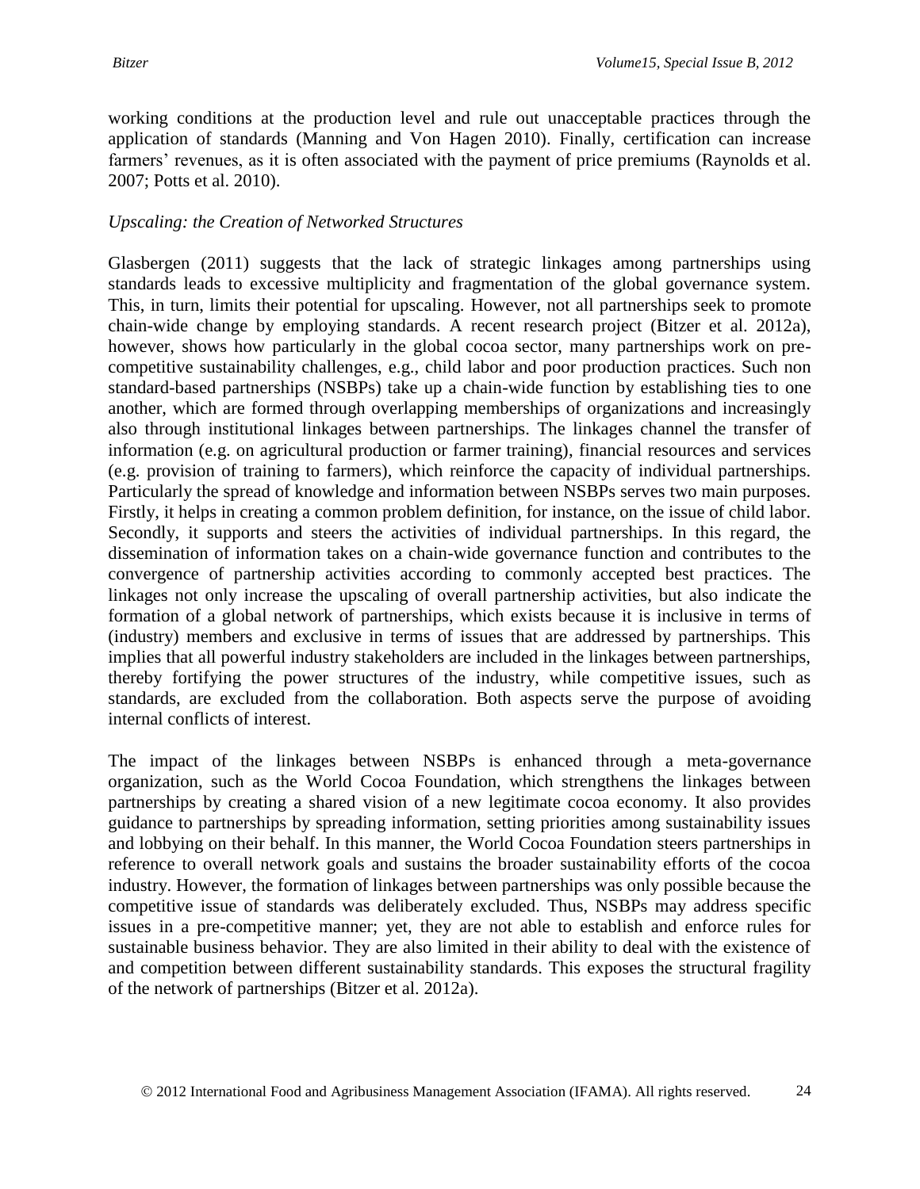working conditions at the production level and rule out unacceptable practices through the application of standards (Manning and Von Hagen 2010). Finally, certification can increase farmers' revenues, as it is often associated with the payment of price premiums (Raynolds et al. 2007; Potts et al. 2010).

*Upscaling: the Creation of Networked Structures*

Glasbergen (2011) suggests that the lack of strategic linkages among partnerships using standards leads to excessive multiplicity and fragmentation of the global governance system. This, in turn, limits their potential for upscaling. However, not all partnerships seek to promote chain-wide change by employing standards. A recent research project (Bitzer et al. 2012a), however, shows how particularly in the global cocoa sector, many partnerships work on pre-competitive sustainability challenges, e.g., child labor and poor production practices. Such non standard-based partnerships (NSBPs) take up a chain-wide function by establishing ties to one another, which are formed through overlapping memberships of organizations and increasingly also through institutional linkages between partnerships. The linkages channel the transfer of information (e.g. on agricultural production or farmer training), financial resources and services (e.g. provision of training to farmers), which reinforce the capacity of individual partnerships. Particularly the spread of knowledge and information between NSBPs serves two main purposes. Firstly, it helps in creating a common problem definition, for instance, on the issue of child labor. Secondly, it supports and steers the activities of individual partnerships. In this regard, the dissemination of information takes on a chain-wide governance function and contributes to the convergence of partnership activities according to commonly accepted best practices. The linkages not only increase the upscaling of overall partnership activities, but also indicate the formation of a global network of partnerships, which exists because it is inclusive in terms of (industry) members and exclusive in terms of issues that are addressed by partnerships. This implies that all powerful industry stakeholders are included in the linkages between partnerships, thereby fortifying the power structures of the industry, while competitive issues, such as standards, are excluded from the collaboration. Both aspects serve the purpose of avoiding internal conflicts of interest.

The impact of the linkages between NSBPs is enhanced through a meta-governance organization, such as the World Cocoa Foundation, which strengthens the linkages between partnerships by creating a shared vision of a new legitimate cocoa economy. It also provides guidance to partnerships by spreading information, setting priorities among sustainability issues and lobbying on their behalf. In this manner, the World Cocoa Foundation steers partnerships in reference to overall network goals and sustains the broader sustainability efforts of the cocoa industry. However, the formation of linkages between partnerships was only possible because the competitive issue of standards was deliberately excluded. Thus, NSBPs may address specific issues in a pre-competitive manner; yet, they are not able to establish and enforce rules for sustainable business behavior. They are also limited in their ability to deal with the existence of and competition between different sustainability standards. This exposes the structural fragility of the network of partnerships (Bitzer et al. 2012a).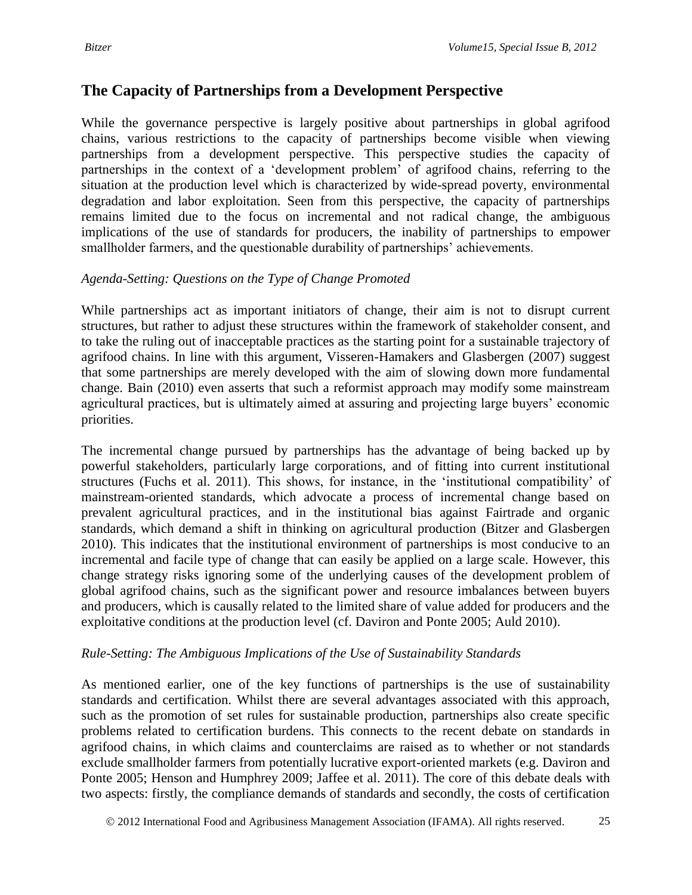## The Capacity of Partnerships from a Development Perspective

While the governance perspective is largely positive about partnerships in global agrifood chains, various restrictions to the capacity of partnerships become visible when viewing partnerships from a development perspective. This perspective studies the capacity of partnerships in the context of a 'development problem' of agrifood chains, referring to the situation at the production level which is characterized by wide-spread poverty, environmental degradation and labor exploitation. Seen from this perspective, the capacity of partnerships remains limited due to the focus on incremental and not radical change, the ambiguous implications of the use of standards for producers, the inability of partnerships to empower smallholder farmers, and the questionable durability of partnerships' achievements.

### *Agenda-Setting: Questions on the Type of Change Promoted*

While partnerships act as important initiators of change, their aim is not to disrupt current structures, but rather to adjust these structures within the framework of stakeholder consent, and to take the ruling out of inacceptable practices as the starting point for a sustainable trajectory of agrifood chains. In line with this argument, Visseren-Hamakers and Glasbergen (2007) suggest that some partnerships are merely developed with the aim of slowing down more fundamental change. Bain (2010) even asserts that such a reformist approach may modify some mainstream agricultural practices, but is ultimately aimed at assuring and projecting large buyers' economic priorities.

The incremental change pursued by partnerships has the advantage of being backed up by powerful stakeholders, particularly large corporations, and of fitting into current institutional structures (Fuchs et al. 2011). This shows, for instance, in the 'institutional compatibility' of mainstream-oriented standards, which advocate a process of incremental change based on prevalent agricultural practices, and in the institutional bias against Fairtrade and organic standards, which demand a shift in thinking on agricultural production (Bitzer and Glasbergen 2010). This indicates that the institutional environment of partnerships is most conducive to an incremental and facile type of change that can easily be applied on a large scale. However, this change strategy risks ignoring some of the underlying causes of the development problem of global agrifood chains, such as the significant power and resource imbalances between buyers and producers, which is causally related to the limited share of value added for producers and the exploitative conditions at the production level (cf. Daviron and Ponte 2005; Auld 2010).

### *Rule-Setting: The Ambiguous Implications of the Use of Sustainability Standards*

As mentioned earlier, one of the key functions of partnerships is the use of sustainability standards and certification. Whilst there are several advantages associated with this approach, such as the promotion of set rules for sustainable production, partnerships also create specific problems related to certification burdens. This connects to the recent debate on standards in agrifood chains, in which claims and counterclaims are raised as to whether or not standards exclude smallholder farmers from potentially lucrative export-oriented markets (e.g. Daviron and Ponte 2005; Henson and Humphrey 2009; Jaffee et al. 2011). The core of this debate deals with two aspects: firstly, the compliance demands of standards and secondly, the costs of certification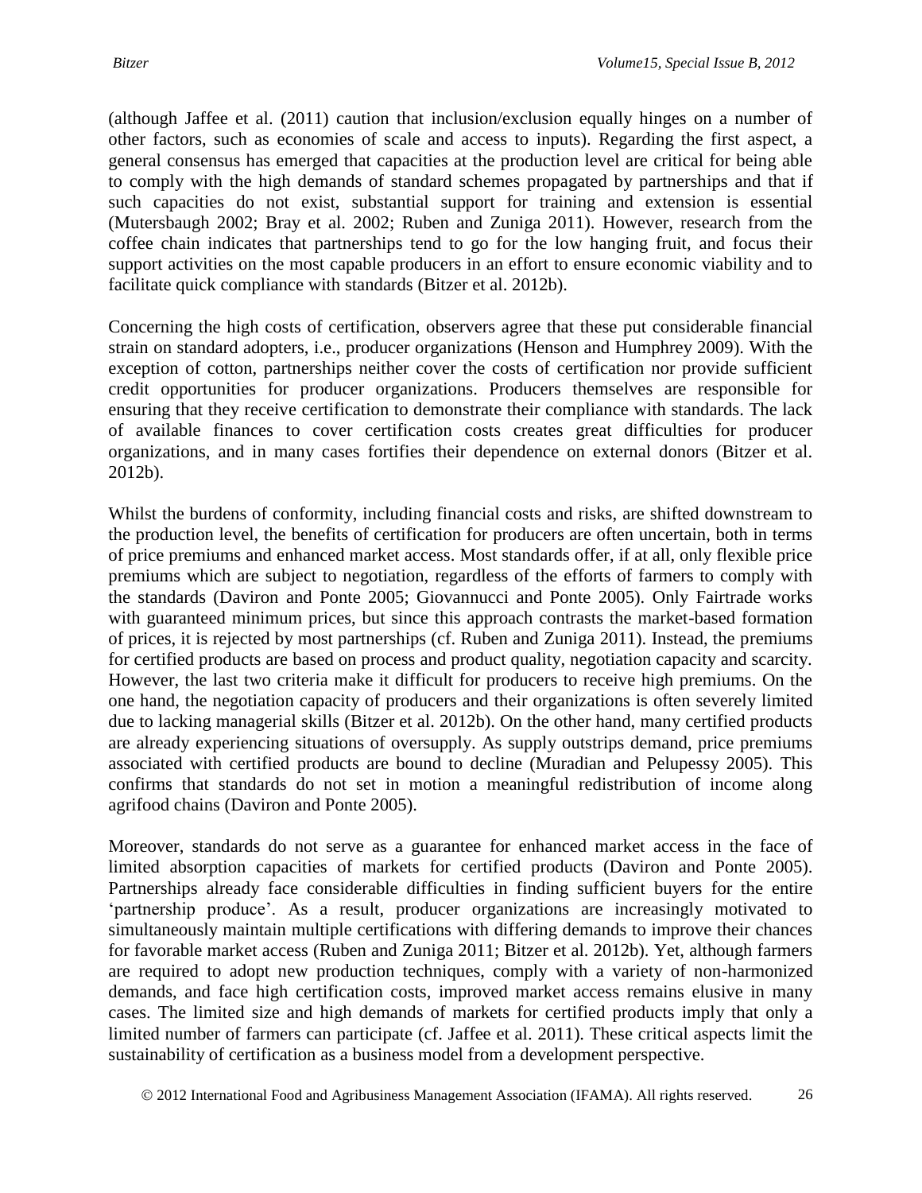(although Jaffee et al. (2011) caution that inclusion/exclusion equally hinges on a number of other factors, such as economies of scale and access to inputs). Regarding the first aspect, a general consensus has emerged that capacities at the production level are critical for being able to comply with the high demands of standard schemes propagated by partnerships and that if such capacities do not exist, substantial support for training and extension is essential (Mutersbaugh 2002; Bray et al. 2002; Ruben and Zuniga 2011). However, research from the coffee chain indicates that partnerships tend to go for the low hanging fruit, and focus their support activities on the most capable producers in an effort to ensure economic viability and to facilitate quick compliance with standards (Bitzer et al. 2012b).

Concerning the high costs of certification, observers agree that these put considerable financial strain on standard adopters, i.e., producer organizations (Henson and Humphrey 2009). With the exception of cotton, partnerships neither cover the costs of certification nor provide sufficient credit opportunities for producer organizations. Producers themselves are responsible for ensuring that they receive certification to demonstrate their compliance with standards. The lack of available finances to cover certification costs creates great difficulties for producer organizations, and in many cases fortifies their dependence on external donors (Bitzer et al. 2012b).

Whilst the burdens of conformity, including financial costs and risks, are shifted downstream to the production level, the benefits of certification for producers are often uncertain, both in terms of price premiums and enhanced market access. Most standards offer, if at all, only flexible price premiums which are subject to negotiation, regardless of the efforts of farmers to comply with the standards (Daviron and Ponte 2005; Giovannucci and Ponte 2005). Only Fairtrade works with guaranteed minimum prices, but since this approach contrasts the market-based formation of prices, it is rejected by most partnerships (cf. Ruben and Zuniga 2011). Instead, the premiums for certified products are based on process and product quality, negotiation capacity and scarcity. However, the last two criteria make it difficult for producers to receive high premiums. On the one hand, the negotiation capacity of producers and their organizations is often severely limited due to lacking managerial skills (Bitzer et al. 2012b). On the other hand, many certified products are already experiencing situations of oversupply. As supply outstrips demand, price premiums associated with certified products are bound to decline (Muradian and Pelupessy 2005). This confirms that standards do not set in motion a meaningful redistribution of income along agrifood chains (Daviron and Ponte 2005).

Moreover, standards do not serve as a guarantee for enhanced market access in the face of limited absorption capacities of markets for certified products (Daviron and Ponte 2005). Partnerships already face considerable difficulties in finding sufficient buyers for the entire 'partnership produce'. As a result, producer organizations are increasingly motivated to simultaneously maintain multiple certifications with differing demands to improve their chances for favorable market access (Ruben and Zuniga 2011; Bitzer et al. 2012b). Yet, although farmers are required to adopt new production techniques, comply with a variety of non-harmonized demands, and face high certification costs, improved market access remains elusive in many cases. The limited size and high demands of markets for certified products imply that only a limited number of farmers can participate (cf. Jaffee et al. 2011). These critical aspects limit the sustainability of certification as a business model from a development perspective.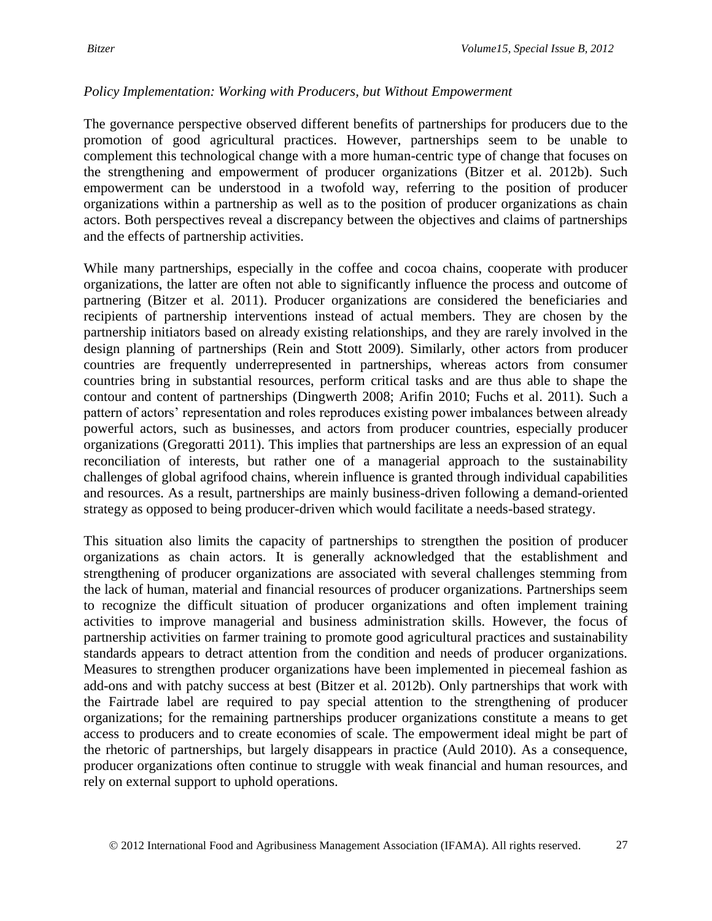*Policy Implementation: Working with Producers, but Without Empowerment*

The governance perspective observed different benefits of partnerships for producers due to the promotion of good agricultural practices. However, partnerships seem to be unable to complement this technological change with a more human-centric type of change that focuses on the strengthening and empowerment of producer organizations (Bitzer et al. 2012b). Such empowerment can be understood in a twofold way, referring to the position of producer organizations within a partnership as well as to the position of producer organizations as chain actors. Both perspectives reveal a discrepancy between the objectives and claims of partnerships and the effects of partnership activities.

While many partnerships, especially in the coffee and cocoa chains, cooperate with producer organizations, the latter are often not able to significantly influence the process and outcome of partnering (Bitzer et al. 2011). Producer organizations are considered the beneficiaries and recipients of partnership interventions instead of actual members. They are chosen by the partnership initiators based on already existing relationships, and they are rarely involved in the design planning of partnerships (Rein and Stott 2009). Similarly, other actors from producer countries are frequently underrepresented in partnerships, whereas actors from consumer countries bring in substantial resources, perform critical tasks and are thus able to shape the contour and content of partnerships (Dingwerth 2008; Arifin 2010; Fuchs et al. 2011). Such a pattern of actors' representation and roles reproduces existing power imbalances between already powerful actors, such as businesses, and actors from producer countries, especially producer organizations (Gregoratti 2011). This implies that partnerships are less an expression of an equal reconciliation of interests, but rather one of a managerial approach to the sustainability challenges of global agrifood chains, wherein influence is granted through individual capabilities and resources. As a result, partnerships are mainly business-driven following a demand-oriented strategy as opposed to being producer-driven which would facilitate a needs-based strategy.

This situation also limits the capacity of partnerships to strengthen the position of producer organizations as chain actors. It is generally acknowledged that the establishment and strengthening of producer organizations are associated with several challenges stemming from the lack of human, material and financial resources of producer organizations. Partnerships seem to recognize the difficult situation of producer organizations and often implement training activities to improve managerial and business administration skills. However, the focus of partnership activities on farmer training to promote good agricultural practices and sustainability standards appears to detract attention from the condition and needs of producer organizations. Measures to strengthen producer organizations have been implemented in piecemeal fashion as add-ons and with patchy success at best (Bitzer et al. 2012b). Only partnerships that work with the Fairtrade label are required to pay special attention to the strengthening of producer organizations; for the remaining partnerships producer organizations constitute a means to get access to producers and to create economies of scale. The empowerment ideal might be part of the rhetoric of partnerships, but largely disappears in practice (Auld 2010). As a consequence, producer organizations often continue to struggle with weak financial and human resources, and rely on external support to uphold operations.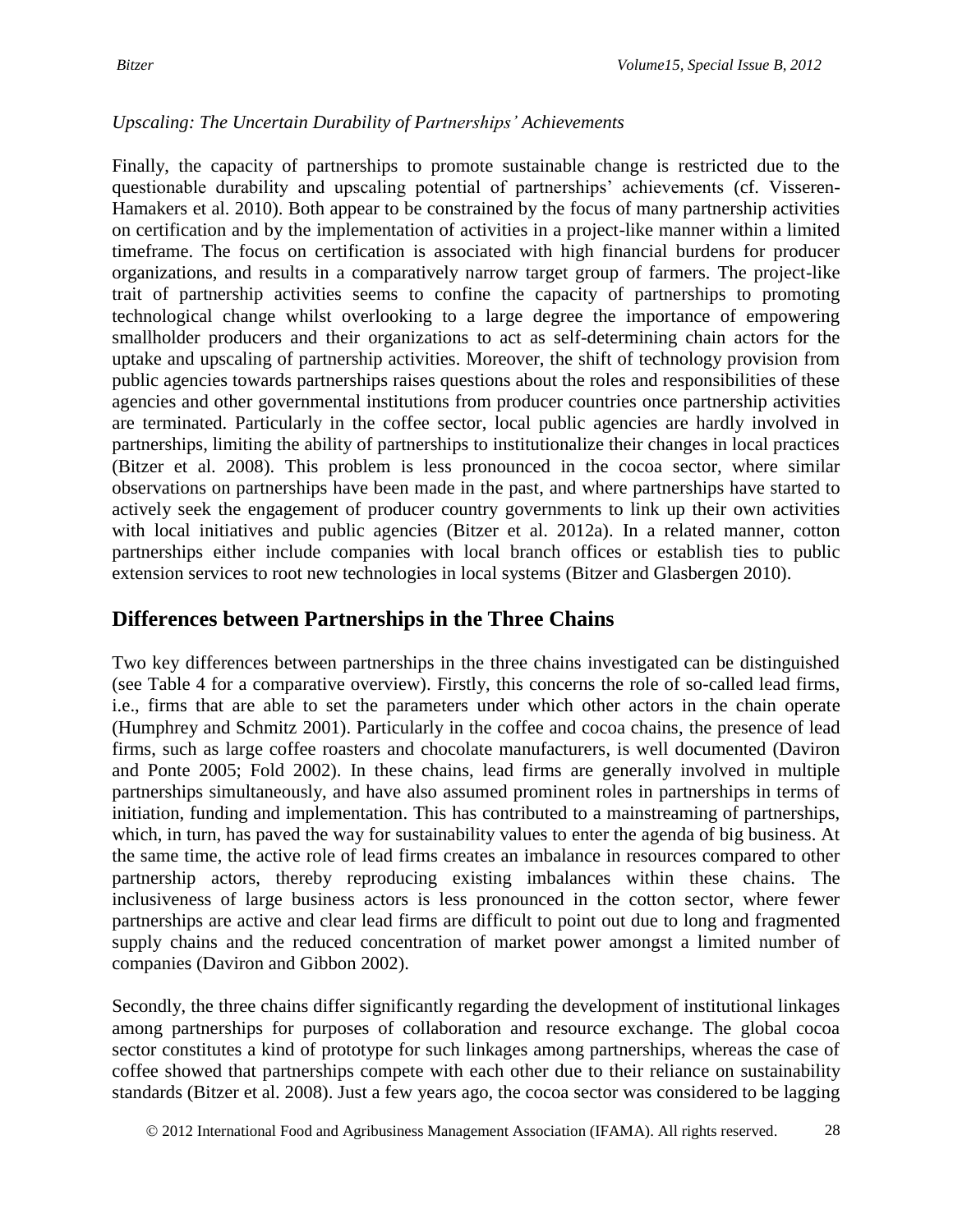*Upscaling: The Uncertain Durability of Partnerships' Achievements*

Finally, the capacity of partnerships to promote sustainable change is restricted due to the questionable durability and upscaling potential of partnerships' achievements (cf. Visseren-Hamakers et al. 2010). Both appear to be constrained by the focus of many partnership activities on certification and by the implementation of activities in a project-like manner within a limited timeframe. The focus on certification is associated with high financial burdens for producer organizations, and results in a comparatively narrow target group of farmers. The project-like trait of partnership activities seems to confine the capacity of partnerships to promoting technological change whilst overlooking to a large degree the importance of empowering smallholder producers and their organizations to act as self-determining chain actors for the uptake and upscaling of partnership activities. Moreover, the shift of technology provision from public agencies towards partnerships raises questions about the roles and responsibilities of these agencies and other governmental institutions from producer countries once partnership activities are terminated. Particularly in the coffee sector, local public agencies are hardly involved in partnerships, limiting the ability of partnerships to institutionalize their changes in local practices (Bitzer et al. 2008). This problem is less pronounced in the cocoa sector, where similar observations on partnerships have been made in the past, and where partnerships have started to actively seek the engagement of producer country governments to link up their own activities with local initiatives and public agencies (Bitzer et al. 2012a). In a related manner, cotton partnerships either include companies with local branch offices or establish ties to public extension services to root new technologies in local systems (Bitzer and Glasbergen 2010).

## Differences between Partnerships in the Three Chains

Two key differences between partnerships in the three chains investigated can be distinguished (see Table 4 for a comparative overview). Firstly, this concerns the role of so-called lead firms, i.e., firms that are able to set the parameters under which other actors in the chain operate (Humphrey and Schmitz 2001). Particularly in the coffee and cocoa chains, the presence of lead firms, such as large coffee roasters and chocolate manufacturers, is well documented (Daviron and Ponte 2005; Fold 2002). In these chains, lead firms are generally involved in multiple partnerships simultaneously, and have also assumed prominent roles in partnerships in terms of initiation, funding and implementation. This has contributed to a mainstreaming of partnerships, which, in turn, has paved the way for sustainability values to enter the agenda of big business. At the same time, the active role of lead firms creates an imbalance in resources compared to other partnership actors, thereby reproducing existing imbalances within these chains. The inclusiveness of large business actors is less pronounced in the cotton sector, where fewer partnerships are active and clear lead firms are difficult to point out due to long and fragmented supply chains and the reduced concentration of market power amongst a limited number of companies (Daviron and Gibbon 2002).

Secondly, the three chains differ significantly regarding the development of institutional linkages among partnerships for purposes of collaboration and resource exchange. The global cocoa sector constitutes a kind of prototype for such linkages among partnerships, whereas the case of coffee showed that partnerships compete with each other due to their reliance on sustainability standards (Bitzer et al. 2008). Just a few years ago, the cocoa sector was considered to be lagging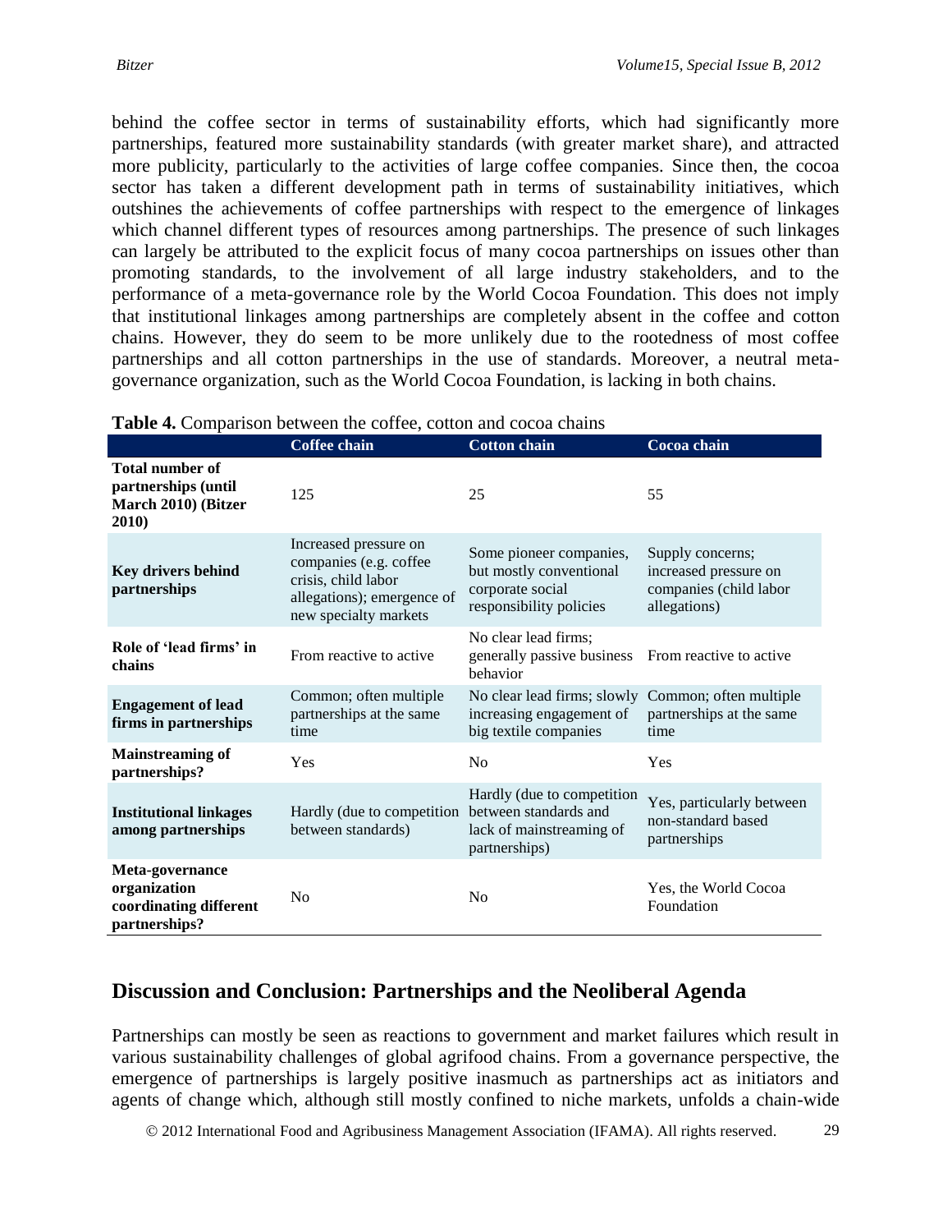behind the coffee sector in terms of sustainability efforts, which had significantly more partnerships, featured more sustainability standards (with greater market share), and attracted more publicity, particularly to the activities of large coffee companies. Since then, the cocoa sector has taken a different development path in terms of sustainability initiatives, which outshines the achievements of coffee partnerships with respect to the emergence of linkages which channel different types of resources among partnerships. The presence of such linkages can largely be attributed to the explicit focus of many cocoa partnerships on issues other than promoting standards, to the involvement of all large industry stakeholders, and to the performance of a meta-governance role by the World Cocoa Foundation. This does not imply that institutional linkages among partnerships are completely absent in the coffee and cotton chains. However, they do seem to be more unlikely due to the rootedness of most coffee partnerships and all cotton partnerships in the use of standards. Moreover, a neutral meta-governance organization, such as the World Cocoa Foundation, is lacking in both chains.

**Table 4.** Comparison between the coffee, cotton and cocoa chains

| | Coffee chain | Cotton chain | Cocoa chain |
|---|---|---|---|
| **Total number of partnerships (until March 2010) (Bitzer 2010)** | 125 | 25 | 55 |
| **Key drivers behind partnerships** | Increased pressure on companies (e.g. coffee crisis, child labor allegations); emergence of new specialty markets | Some pioneer companies, but mostly conventional corporate social responsibility policies | Supply concerns; increased pressure on companies (child labor allegations) |
| **Role of 'lead firms' in chains** | From reactive to active | No clear lead firms; generally passive business behavior | From reactive to active |
| **Engagement of lead firms in partnerships** | Common; often multiple partnerships at the same time | No clear lead firms; slowly increasing engagement of big textile companies | Common; often multiple partnerships at the same time |
| **Mainstreaming of partnerships?** | Yes | No | Yes |
| **Institutional linkages among partnerships** | Hardly (due to competition between standards) | Hardly (due to competition between standards and lack of mainstreaming of partnerships) | Yes, particularly between non-standard based partnerships |
| **Meta-governance organization coordinating different partnerships?** | No | No | Yes, the World Cocoa Foundation |

## Discussion and Conclusion: Partnerships and the Neoliberal Agenda

Partnerships can mostly be seen as reactions to government and market failures which result in various sustainability challenges of global agrifood chains. From a governance perspective, the emergence of partnerships is largely positive inasmuch as partnerships act as initiators and agents of change which, although still mostly confined to niche markets, unfolds a chain-wide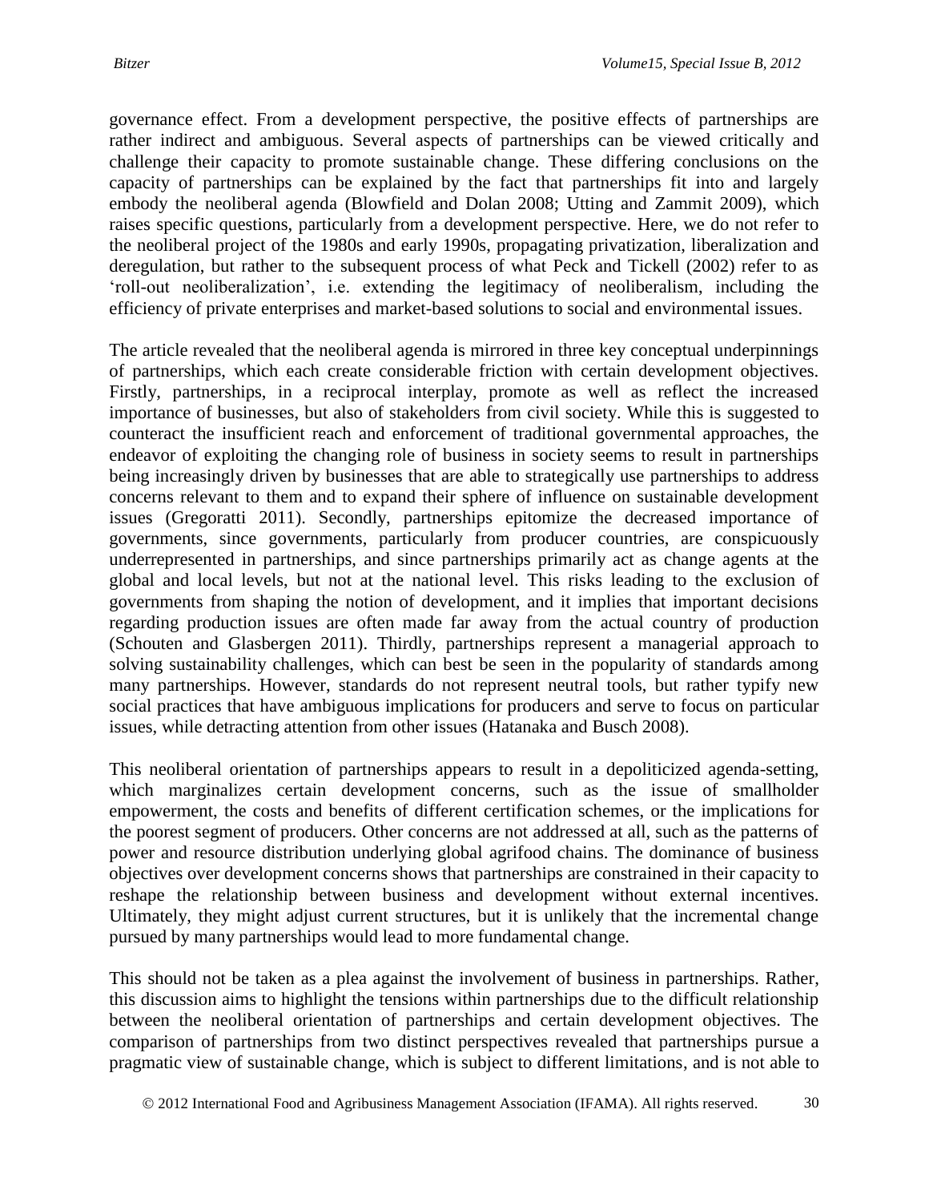governance effect. From a development perspective, the positive effects of partnerships are rather indirect and ambiguous. Several aspects of partnerships can be viewed critically and challenge their capacity to promote sustainable change. These differing conclusions on the capacity of partnerships can be explained by the fact that partnerships fit into and largely embody the neoliberal agenda (Blowfield and Dolan 2008; Utting and Zammit 2009), which raises specific questions, particularly from a development perspective. Here, we do not refer to the neoliberal project of the 1980s and early 1990s, propagating privatization, liberalization and deregulation, but rather to the subsequent process of what Peck and Tickell (2002) refer to as 'roll-out neoliberalization', i.e. extending the legitimacy of neoliberalism, including the efficiency of private enterprises and market-based solutions to social and environmental issues.

The article revealed that the neoliberal agenda is mirrored in three key conceptual underpinnings of partnerships, which each create considerable friction with certain development objectives. Firstly, partnerships, in a reciprocal interplay, promote as well as reflect the increased importance of businesses, but also of stakeholders from civil society. While this is suggested to counteract the insufficient reach and enforcement of traditional governmental approaches, the endeavor of exploiting the changing role of business in society seems to result in partnerships being increasingly driven by businesses that are able to strategically use partnerships to address concerns relevant to them and to expand their sphere of influence on sustainable development issues (Gregoratti 2011). Secondly, partnerships epitomize the decreased importance of governments, since governments, particularly from producer countries, are conspicuously underrepresented in partnerships, and since partnerships primarily act as change agents at the global and local levels, but not at the national level. This risks leading to the exclusion of governments from shaping the notion of development, and it implies that important decisions regarding production issues are often made far away from the actual country of production (Schouten and Glasbergen 2011). Thirdly, partnerships represent a managerial approach to solving sustainability challenges, which can best be seen in the popularity of standards among many partnerships. However, standards do not represent neutral tools, but rather typify new social practices that have ambiguous implications for producers and serve to focus on particular issues, while detracting attention from other issues (Hatanaka and Busch 2008).

This neoliberal orientation of partnerships appears to result in a depoliticized agenda-setting, which marginalizes certain development concerns, such as the issue of smallholder empowerment, the costs and benefits of different certification schemes, or the implications for the poorest segment of producers. Other concerns are not addressed at all, such as the patterns of power and resource distribution underlying global agrifood chains. The dominance of business objectives over development concerns shows that partnerships are constrained in their capacity to reshape the relationship between business and development without external incentives. Ultimately, they might adjust current structures, but it is unlikely that the incremental change pursued by many partnerships would lead to more fundamental change.

This should not be taken as a plea against the involvement of business in partnerships. Rather, this discussion aims to highlight the tensions within partnerships due to the difficult relationship between the neoliberal orientation of partnerships and certain development objectives. The comparison of partnerships from two distinct perspectives revealed that partnerships pursue a pragmatic view of sustainable change, which is subject to different limitations, and is not able to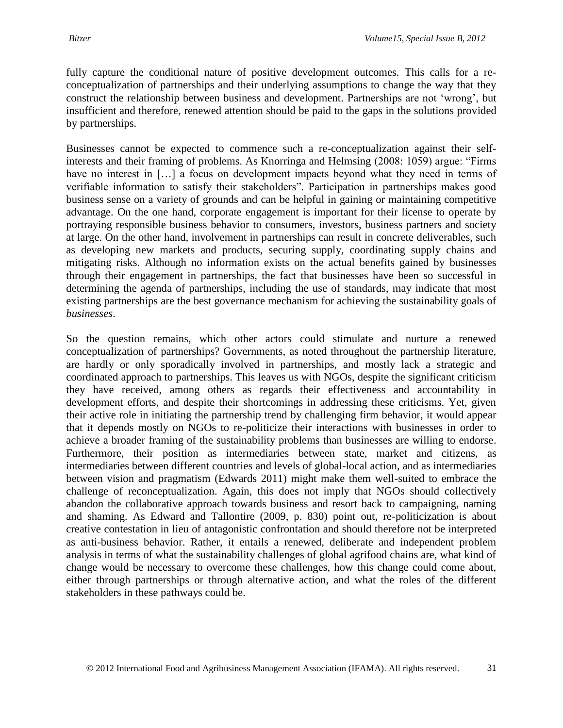fully capture the conditional nature of positive development outcomes. This calls for a re-conceptualization of partnerships and their underlying assumptions to change the way that they construct the relationship between business and development. Partnerships are not 'wrong', but insufficient and therefore, renewed attention should be paid to the gaps in the solutions provided by partnerships.

Businesses cannot be expected to commence such a re-conceptualization against their self-interests and their framing of problems. As Knorringa and Helmsing (2008: 1059) argue: "Firms have no interest in […] a focus on development impacts beyond what they need in terms of verifiable information to satisfy their stakeholders". Participation in partnerships makes good business sense on a variety of grounds and can be helpful in gaining or maintaining competitive advantage. On the one hand, corporate engagement is important for their license to operate by portraying responsible business behavior to consumers, investors, business partners and society at large. On the other hand, involvement in partnerships can result in concrete deliverables, such as developing new markets and products, securing supply, coordinating supply chains and mitigating risks. Although no information exists on the actual benefits gained by businesses through their engagement in partnerships, the fact that businesses have been so successful in determining the agenda of partnerships, including the use of standards, may indicate that most existing partnerships are the best governance mechanism for achieving the sustainability goals of *businesses*.

So the question remains, which other actors could stimulate and nurture a renewed conceptualization of partnerships? Governments, as noted throughout the partnership literature, are hardly or only sporadically involved in partnerships, and mostly lack a strategic and coordinated approach to partnerships. This leaves us with NGOs, despite the significant criticism they have received, among others as regards their effectiveness and accountability in development efforts, and despite their shortcomings in addressing these criticisms. Yet, given their active role in initiating the partnership trend by challenging firm behavior, it would appear that it depends mostly on NGOs to re-politicize their interactions with businesses in order to achieve a broader framing of the sustainability problems than businesses are willing to endorse. Furthermore, their position as intermediaries between state, market and citizens, as intermediaries between different countries and levels of global-local action, and as intermediaries between vision and pragmatism (Edwards 2011) might make them well-suited to embrace the challenge of reconceptualization. Again, this does not imply that NGOs should collectively abandon the collaborative approach towards business and resort back to campaigning, naming and shaming. As Edward and Tallontire (2009, p. 830) point out, re-politicization is about creative contestation in lieu of antagonistic confrontation and should therefore not be interpreted as anti-business behavior. Rather, it entails a renewed, deliberate and independent problem analysis in terms of what the sustainability challenges of global agrifood chains are, what kind of change would be necessary to overcome these challenges, how this change could come about, either through partnerships or through alternative action, and what the roles of the different stakeholders in these pathways could be.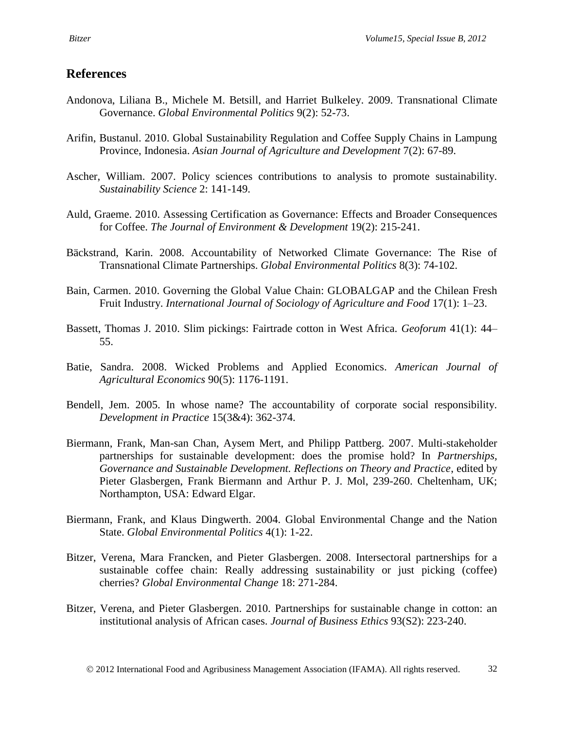## References

Andonova, Liliana B., Michele M. Betsill, and Harriet Bulkeley. 2009. Transnational Climate Governance. *Global Environmental Politics* 9(2): 52-73.

Arifin, Bustanul. 2010. Global Sustainability Regulation and Coffee Supply Chains in Lampung Province, Indonesia. *Asian Journal of Agriculture and Development* 7(2): 67-89.

Ascher, William. 2007. Policy sciences contributions to analysis to promote sustainability. *Sustainability Science* 2: 141-149.

Auld, Graeme. 2010. Assessing Certification as Governance: Effects and Broader Consequences for Coffee. *The Journal of Environment & Development* 19(2): 215-241.

Bäckstrand, Karin. 2008. Accountability of Networked Climate Governance: The Rise of Transnational Climate Partnerships. *Global Environmental Politics* 8(3): 74-102.

Bain, Carmen. 2010. Governing the Global Value Chain: GLOBALGAP and the Chilean Fresh Fruit Industry. *International Journal of Sociology of Agriculture and Food* 17(1): 1–23.

Bassett, Thomas J. 2010. Slim pickings: Fairtrade cotton in West Africa. *Geoforum* 41(1): 44–55.

Batie, Sandra. 2008. Wicked Problems and Applied Economics. *American Journal of Agricultural Economics* 90(5): 1176-1191.

Bendell, Jem. 2005. In whose name? The accountability of corporate social responsibility. *Development in Practice* 15(3&4): 362-374.

Biermann, Frank, Man-san Chan, Aysem Mert, and Philipp Pattberg. 2007. Multi-stakeholder partnerships for sustainable development: does the promise hold? In *Partnerships, Governance and Sustainable Development. Reflections on Theory and Practice*, edited by Pieter Glasbergen, Frank Biermann and Arthur P. J. Mol, 239-260. Cheltenham, UK; Northampton, USA: Edward Elgar.

Biermann, Frank, and Klaus Dingwerth. 2004. Global Environmental Change and the Nation State. *Global Environmental Politics* 4(1): 1-22.

Bitzer, Verena, Mara Francken, and Pieter Glasbergen. 2008. Intersectoral partnerships for a sustainable coffee chain: Really addressing sustainability or just picking (coffee) cherries? *Global Environmental Change* 18: 271-284.

Bitzer, Verena, and Pieter Glasbergen. 2010. Partnerships for sustainable change in cotton: an institutional analysis of African cases. *Journal of Business Ethics* 93(S2): 223-240.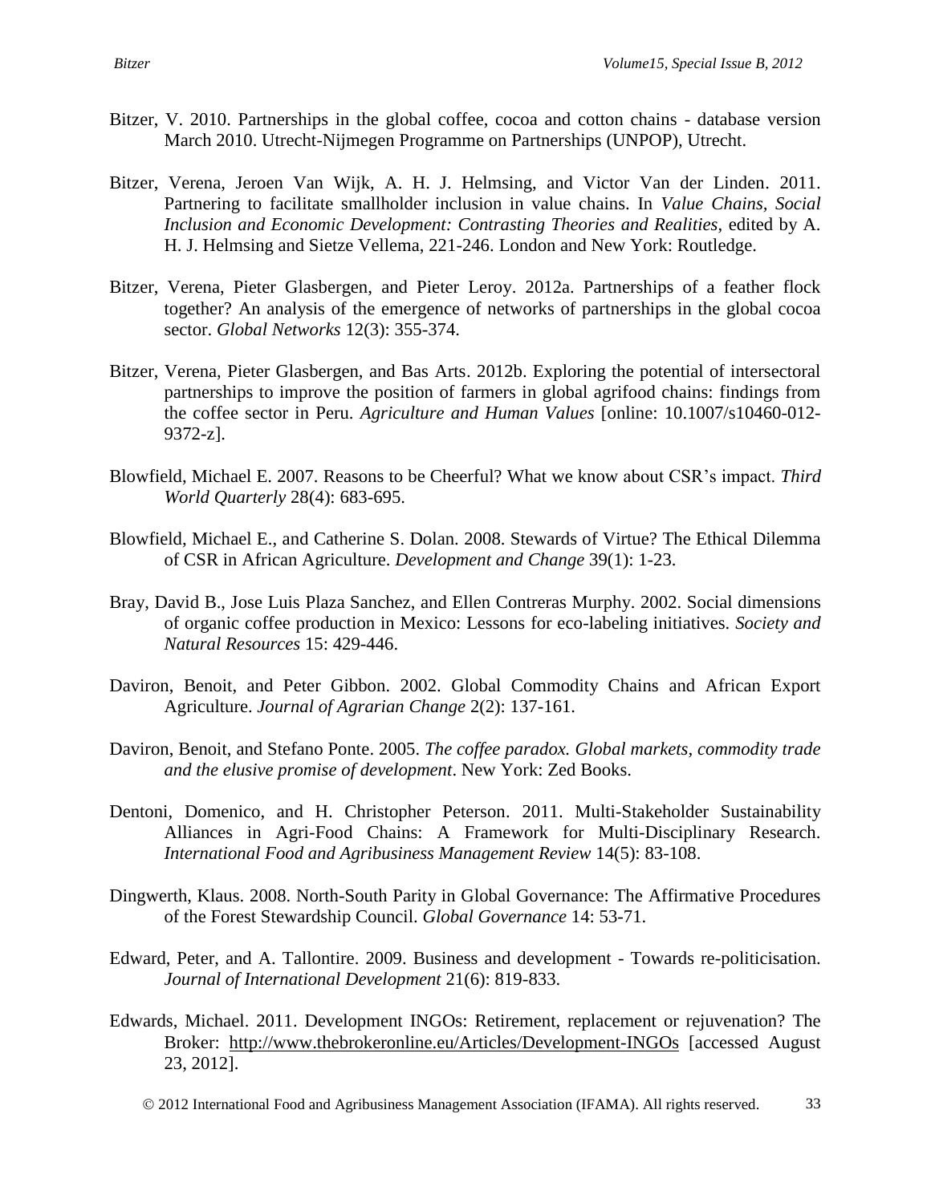Bitzer, V. 2010. Partnerships in the global coffee, cocoa and cotton chains - database version March 2010. Utrecht-Nijmegen Programme on Partnerships (UNPOP), Utrecht.

Bitzer, Verena, Jeroen Van Wijk, A. H. J. Helmsing, and Victor Van der Linden. 2011. Partnering to facilitate smallholder inclusion in value chains. In *Value Chains, Social Inclusion and Economic Development: Contrasting Theories and Realities*, edited by A. H. J. Helmsing and Sietze Vellema, 221-246. London and New York: Routledge.

Bitzer, Verena, Pieter Glasbergen, and Pieter Leroy. 2012a. Partnerships of a feather flock together? An analysis of the emergence of networks of partnerships in the global cocoa sector. *Global Networks* 12(3): 355-374.

Bitzer, Verena, Pieter Glasbergen, and Bas Arts. 2012b. Exploring the potential of intersectoral partnerships to improve the position of farmers in global agrifood chains: findings from the coffee sector in Peru. *Agriculture and Human Values* [online: 10.1007/s10460-012-9372-z].

Blowfield, Michael E. 2007. Reasons to be Cheerful? What we know about CSR's impact. *Third World Quarterly* 28(4): 683-695.

Blowfield, Michael E., and Catherine S. Dolan. 2008. Stewards of Virtue? The Ethical Dilemma of CSR in African Agriculture. *Development and Change* 39(1): 1-23.

Bray, David B., Jose Luis Plaza Sanchez, and Ellen Contreras Murphy. 2002. Social dimensions of organic coffee production in Mexico: Lessons for eco-labeling initiatives. *Society and Natural Resources* 15: 429-446.

Daviron, Benoit, and Peter Gibbon. 2002. Global Commodity Chains and African Export Agriculture. *Journal of Agrarian Change* 2(2): 137-161.

Daviron, Benoit, and Stefano Ponte. 2005. *The coffee paradox. Global markets, commodity trade and the elusive promise of development*. New York: Zed Books.

Dentoni, Domenico, and H. Christopher Peterson. 2011. Multi-Stakeholder Sustainability Alliances in Agri-Food Chains: A Framework for Multi-Disciplinary Research. *International Food and Agribusiness Management Review* 14(5): 83-108.

Dingwerth, Klaus. 2008. North-South Parity in Global Governance: The Affirmative Procedures of the Forest Stewardship Council. *Global Governance* 14: 53-71.

Edward, Peter, and A. Tallontire. 2009. Business and development - Towards re-politicisation. *Journal of International Development* 21(6): 819-833.

Edwards, Michael. 2011. Development INGOs: Retirement, replacement or rejuvenation? The Broker: http://www.thebrokeronline.eu/Articles/Development-INGOs [accessed August 23, 2012].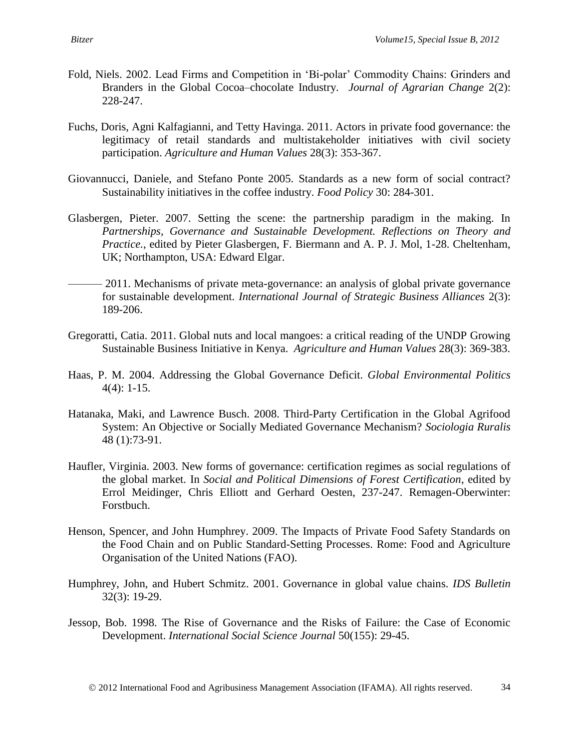Fold, Niels. 2002. Lead Firms and Competition in 'Bi-polar' Commodity Chains: Grinders and Branders in the Global Cocoa–chocolate Industry. *Journal of Agrarian Change* 2(2): 228-247.

Fuchs, Doris, Agni Kalfagianni, and Tetty Havinga. 2011. Actors in private food governance: the legitimacy of retail standards and multistakeholder initiatives with civil society participation. *Agriculture and Human Values* 28(3): 353-367.

Giovannucci, Daniele, and Stefano Ponte 2005. Standards as a new form of social contract? Sustainability initiatives in the coffee industry. *Food Policy* 30: 284-301.

Glasbergen, Pieter. 2007. Setting the scene: the partnership paradigm in the making. In *Partnerships, Governance and Sustainable Development. Reflections on Theory and Practice.*, edited by Pieter Glasbergen, F. Biermann and A. P. J. Mol, 1-28. Cheltenham, UK; Northampton, USA: Edward Elgar.

——— 2011. Mechanisms of private meta-governance: an analysis of global private governance for sustainable development. *International Journal of Strategic Business Alliances* 2(3): 189-206.

Gregoratti, Catia. 2011. Global nuts and local mangoes: a critical reading of the UNDP Growing Sustainable Business Initiative in Kenya. *Agriculture and Human Values* 28(3): 369-383.

Haas, P. M. 2004. Addressing the Global Governance Deficit. *Global Environmental Politics* 4(4): 1-15.

Hatanaka, Maki, and Lawrence Busch. 2008. Third-Party Certification in the Global Agrifood System: An Objective or Socially Mediated Governance Mechanism? *Sociologia Ruralis* 48 (1):73-91.

Haufler, Virginia. 2003. New forms of governance: certification regimes as social regulations of the global market. In *Social and Political Dimensions of Forest Certification*, edited by Errol Meidinger, Chris Elliott and Gerhard Oesten, 237-247. Remagen-Oberwinter: Forstbuch.

Henson, Spencer, and John Humphrey. 2009. The Impacts of Private Food Safety Standards on the Food Chain and on Public Standard-Setting Processes. Rome: Food and Agriculture Organisation of the United Nations (FAO).

Humphrey, John, and Hubert Schmitz. 2001. Governance in global value chains. *IDS Bulletin* 32(3): 19-29.

Jessop, Bob. 1998. The Rise of Governance and the Risks of Failure: the Case of Economic Development. *International Social Science Journal* 50(155): 29-45.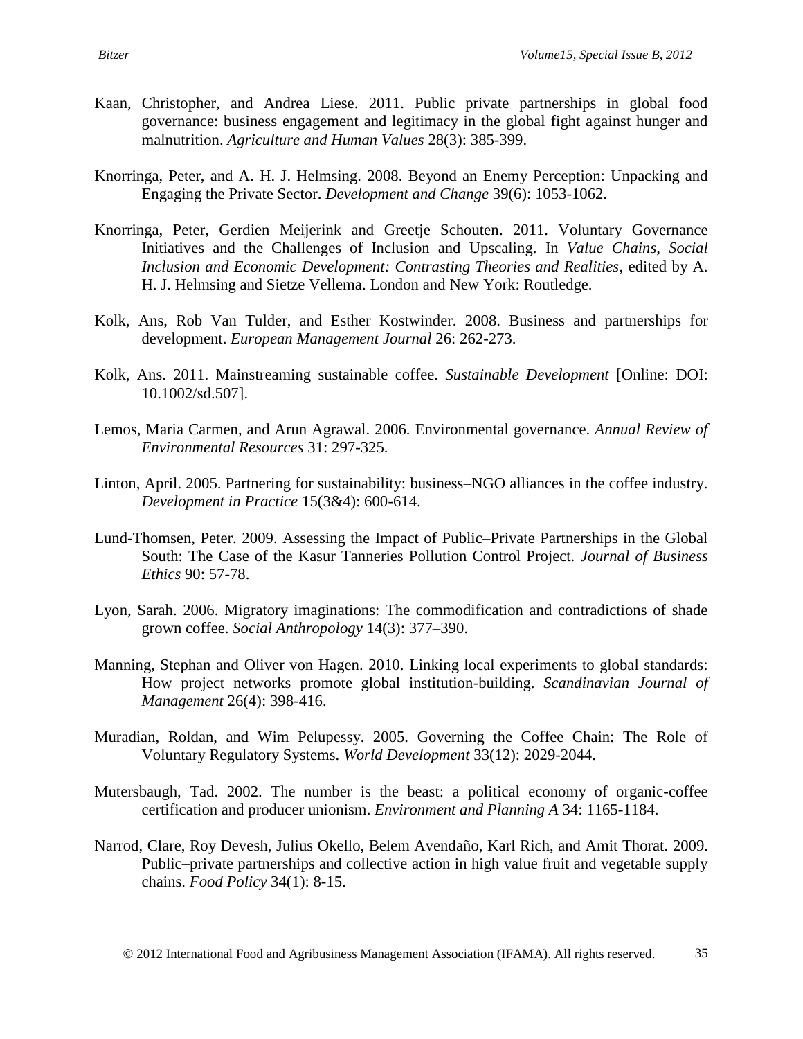Kaan, Christopher, and Andrea Liese. 2011. Public private partnerships in global food governance: business engagement and legitimacy in the global fight against hunger and malnutrition. *Agriculture and Human Values* 28(3): 385-399.

Knorringa, Peter, and A. H. J. Helmsing. 2008. Beyond an Enemy Perception: Unpacking and Engaging the Private Sector. *Development and Change* 39(6): 1053-1062.

Knorringa, Peter, Gerdien Meijerink and Greetje Schouten. 2011. Voluntary Governance Initiatives and the Challenges of Inclusion and Upscaling. In *Value Chains, Social Inclusion and Economic Development: Contrasting Theories and Realities*, edited by A. H. J. Helmsing and Sietze Vellema. London and New York: Routledge.

Kolk, Ans, Rob Van Tulder, and Esther Kostwinder. 2008. Business and partnerships for development. *European Management Journal* 26: 262-273.

Kolk, Ans. 2011. Mainstreaming sustainable coffee. *Sustainable Development* [Online: DOI: 10.1002/sd.507].

Lemos, Maria Carmen, and Arun Agrawal. 2006. Environmental governance. *Annual Review of Environmental Resources* 31: 297-325.

Linton, April. 2005. Partnering for sustainability: business–NGO alliances in the coffee industry. *Development in Practice* 15(3&4): 600-614.

Lund-Thomsen, Peter. 2009. Assessing the Impact of Public–Private Partnerships in the Global South: The Case of the Kasur Tanneries Pollution Control Project. *Journal of Business Ethics* 90: 57-78.

Lyon, Sarah. 2006. Migratory imaginations: The commodification and contradictions of shade grown coffee. *Social Anthropology* 14(3): 377–390.

Manning, Stephan and Oliver von Hagen. 2010. Linking local experiments to global standards: How project networks promote global institution-building. *Scandinavian Journal of Management* 26(4): 398-416.

Muradian, Roldan, and Wim Pelupessy. 2005. Governing the Coffee Chain: The Role of Voluntary Regulatory Systems. *World Development* 33(12): 2029-2044.

Mutersbaugh, Tad. 2002. The number is the beast: a political economy of organic-coffee certification and producer unionism. *Environment and Planning A* 34: 1165-1184.

Narrod, Clare, Roy Devesh, Julius Okello, Belem Avendaño, Karl Rich, and Amit Thorat. 2009. Public–private partnerships and collective action in high value fruit and vegetable supply chains. *Food Policy* 34(1): 8-15.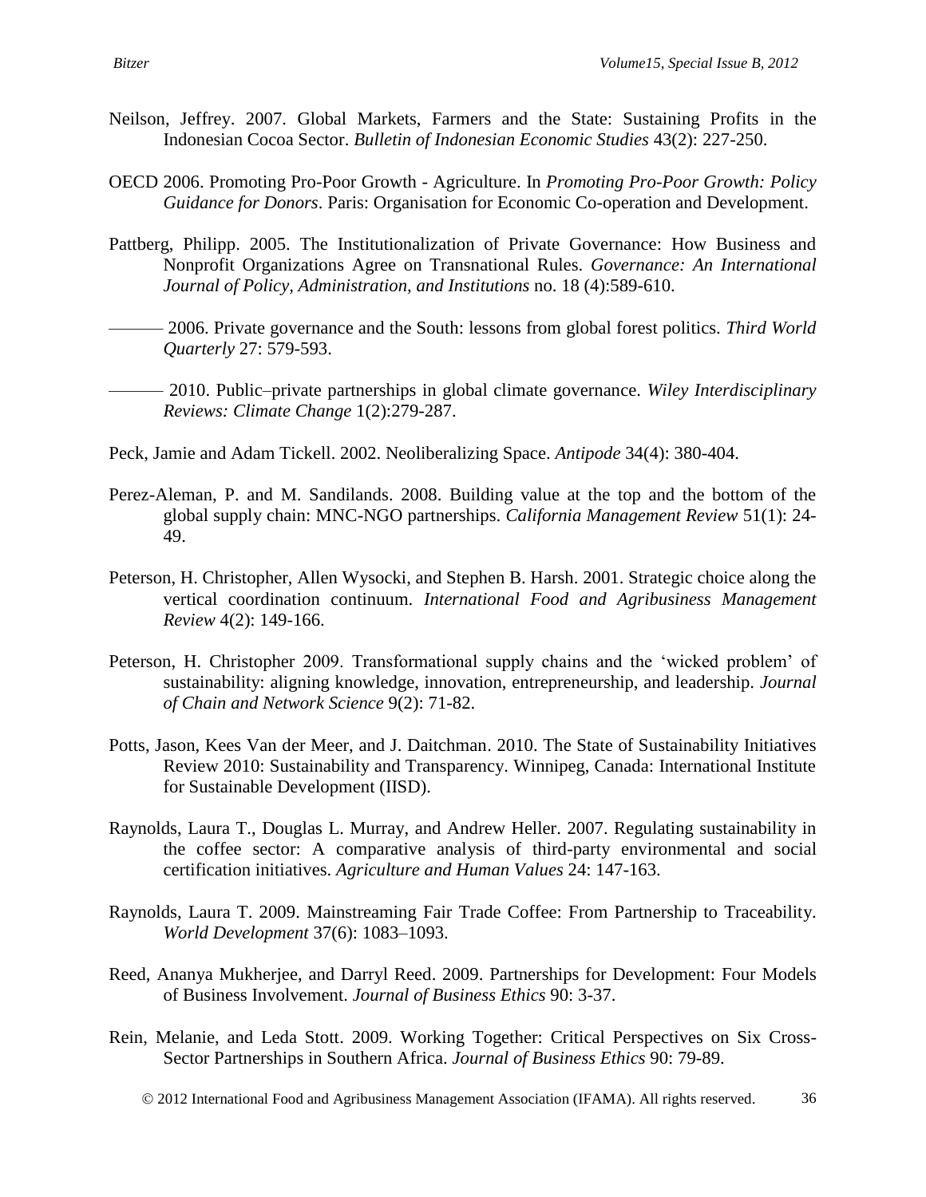Neilson, Jeffrey. 2007. Global Markets, Farmers and the State: Sustaining Profits in the Indonesian Cocoa Sector. *Bulletin of Indonesian Economic Studies* 43(2): 227-250.

OECD 2006. Promoting Pro-Poor Growth - Agriculture. In *Promoting Pro-Poor Growth: Policy Guidance for Donors*. Paris: Organisation for Economic Co-operation and Development.

Pattberg, Philipp. 2005. The Institutionalization of Private Governance: How Business and Nonprofit Organizations Agree on Transnational Rules. *Governance: An International Journal of Policy, Administration, and Institutions* no. 18 (4):589-610.

——— 2006. Private governance and the South: lessons from global forest politics. *Third World Quarterly* 27: 579-593.

——— 2010. Public–private partnerships in global climate governance. *Wiley Interdisciplinary Reviews: Climate Change* 1(2):279-287.

Peck, Jamie and Adam Tickell. 2002. Neoliberalizing Space. *Antipode* 34(4): 380-404.

Perez-Aleman, P. and M. Sandilands. 2008. Building value at the top and the bottom of the global supply chain: MNC-NGO partnerships. *California Management Review* 51(1): 24-49.

Peterson, H. Christopher, Allen Wysocki, and Stephen B. Harsh. 2001. Strategic choice along the vertical coordination continuum. *International Food and Agribusiness Management Review* 4(2): 149-166.

Peterson, H. Christopher 2009. Transformational supply chains and the 'wicked problem' of sustainability: aligning knowledge, innovation, entrepreneurship, and leadership. *Journal of Chain and Network Science* 9(2): 71-82.

Potts, Jason, Kees Van der Meer, and J. Daitchman. 2010. The State of Sustainability Initiatives Review 2010: Sustainability and Transparency. Winnipeg, Canada: International Institute for Sustainable Development (IISD).

Raynolds, Laura T., Douglas L. Murray, and Andrew Heller. 2007. Regulating sustainability in the coffee sector: A comparative analysis of third-party environmental and social certification initiatives. *Agriculture and Human Values* 24: 147-163.

Raynolds, Laura T. 2009. Mainstreaming Fair Trade Coffee: From Partnership to Traceability. *World Development* 37(6): 1083–1093.

Reed, Ananya Mukherjee, and Darryl Reed. 2009. Partnerships for Development: Four Models of Business Involvement. *Journal of Business Ethics* 90: 3-37.

Rein, Melanie, and Leda Stott. 2009. Working Together: Critical Perspectives on Six Cross-Sector Partnerships in Southern Africa. *Journal of Business Ethics* 90: 79-89.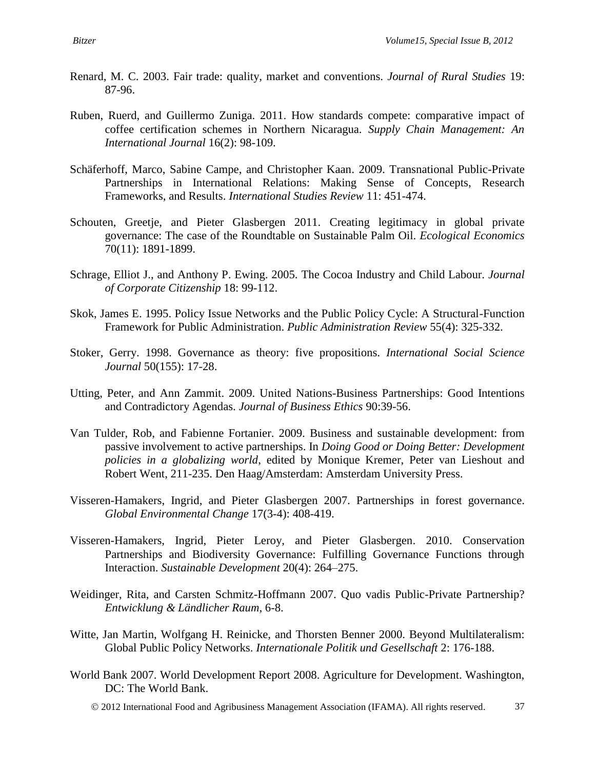Renard, M. C. 2003. Fair trade: quality, market and conventions. *Journal of Rural Studies* 19: 87-96.

Ruben, Ruerd, and Guillermo Zuniga. 2011. How standards compete: comparative impact of coffee certification schemes in Northern Nicaragua. *Supply Chain Management: An International Journal* 16(2): 98-109.

Schäferhoff, Marco, Sabine Campe, and Christopher Kaan. 2009. Transnational Public-Private Partnerships in International Relations: Making Sense of Concepts, Research Frameworks, and Results. *International Studies Review* 11: 451-474.

Schouten, Greetje, and Pieter Glasbergen 2011. Creating legitimacy in global private governance: The case of the Roundtable on Sustainable Palm Oil. *Ecological Economics* 70(11): 1891-1899.

Schrage, Elliot J., and Anthony P. Ewing. 2005. The Cocoa Industry and Child Labour. *Journal of Corporate Citizenship* 18: 99-112.

Skok, James E. 1995. Policy Issue Networks and the Public Policy Cycle: A Structural-Function Framework for Public Administration. *Public Administration Review* 55(4): 325-332.

Stoker, Gerry. 1998. Governance as theory: five propositions. *International Social Science Journal* 50(155): 17-28.

Utting, Peter, and Ann Zammit. 2009. United Nations-Business Partnerships: Good Intentions and Contradictory Agendas. *Journal of Business Ethics* 90:39-56.

Van Tulder, Rob, and Fabienne Fortanier. 2009. Business and sustainable development: from passive involvement to active partnerships. In *Doing Good or Doing Better: Development policies in a globalizing world*, edited by Monique Kremer, Peter van Lieshout and Robert Went, 211-235. Den Haag/Amsterdam: Amsterdam University Press.

Visseren-Hamakers, Ingrid, and Pieter Glasbergen 2007. Partnerships in forest governance. *Global Environmental Change* 17(3-4): 408-419.

Visseren-Hamakers, Ingrid, Pieter Leroy, and Pieter Glasbergen. 2010. Conservation Partnerships and Biodiversity Governance: Fulfilling Governance Functions through Interaction. *Sustainable Development* 20(4): 264–275.

Weidinger, Rita, and Carsten Schmitz-Hoffmann 2007. Quo vadis Public-Private Partnership? *Entwicklung & Ländlicher Raum*, 6-8.

Witte, Jan Martin, Wolfgang H. Reinicke, and Thorsten Benner 2000. Beyond Multilateralism: Global Public Policy Networks. *Internationale Politik und Gesellschaft* 2: 176-188.

World Bank 2007. World Development Report 2008. Agriculture for Development. Washington, DC: The World Bank.